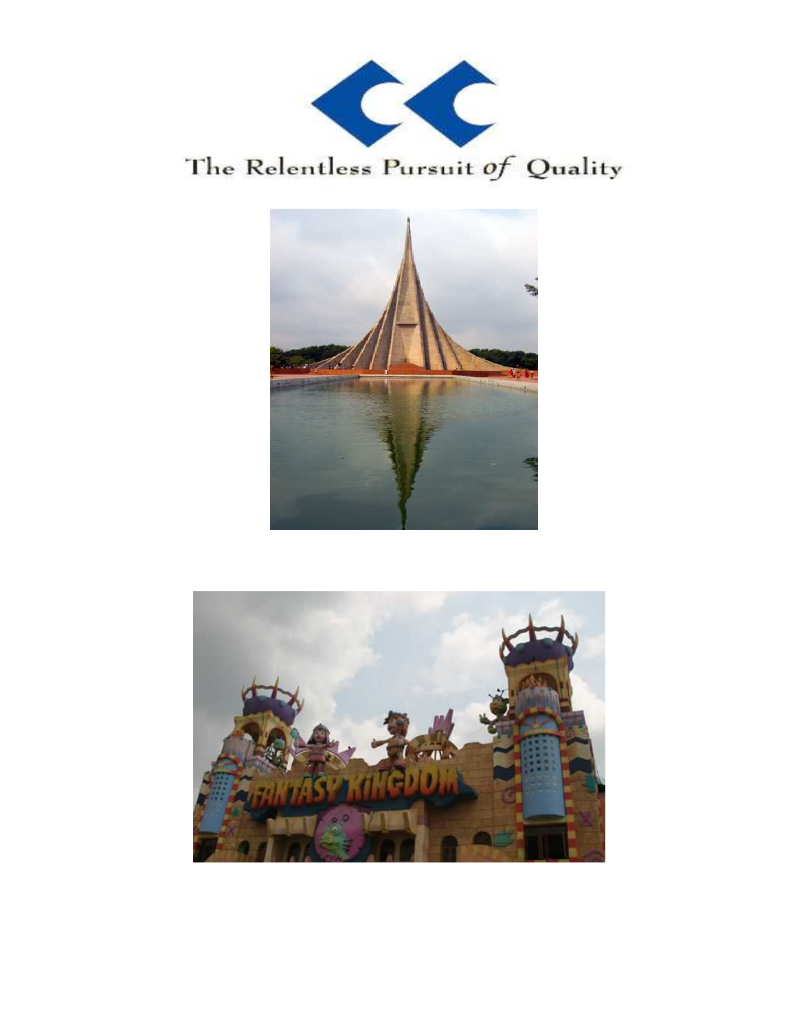The Relentless Pursuit of Quality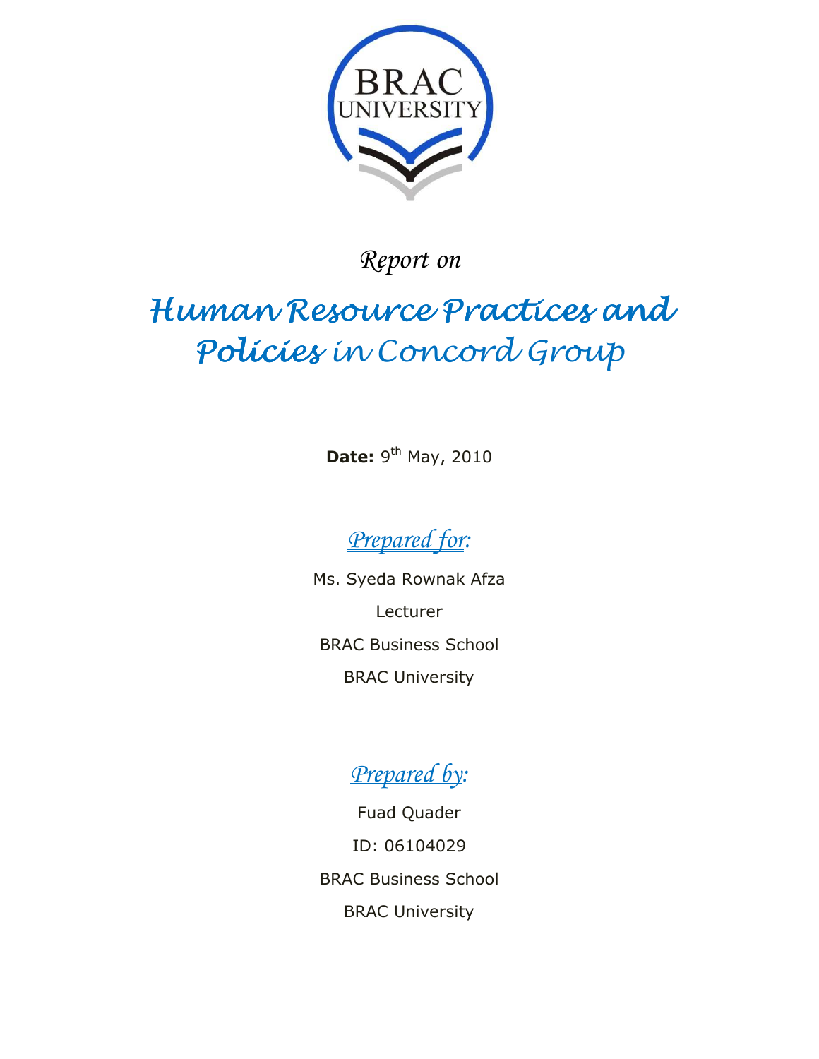*Report on*

# *Human Resource Practices and Policies in Concord Group*

**Date:** 9th May, 2010

*Prepared for:*

Ms. Syeda Rownak Afza

Lecturer

BRAC Business School

BRAC University

*Prepared by:*

Fuad Quader

ID: 06104029

BRAC Business School

BRAC University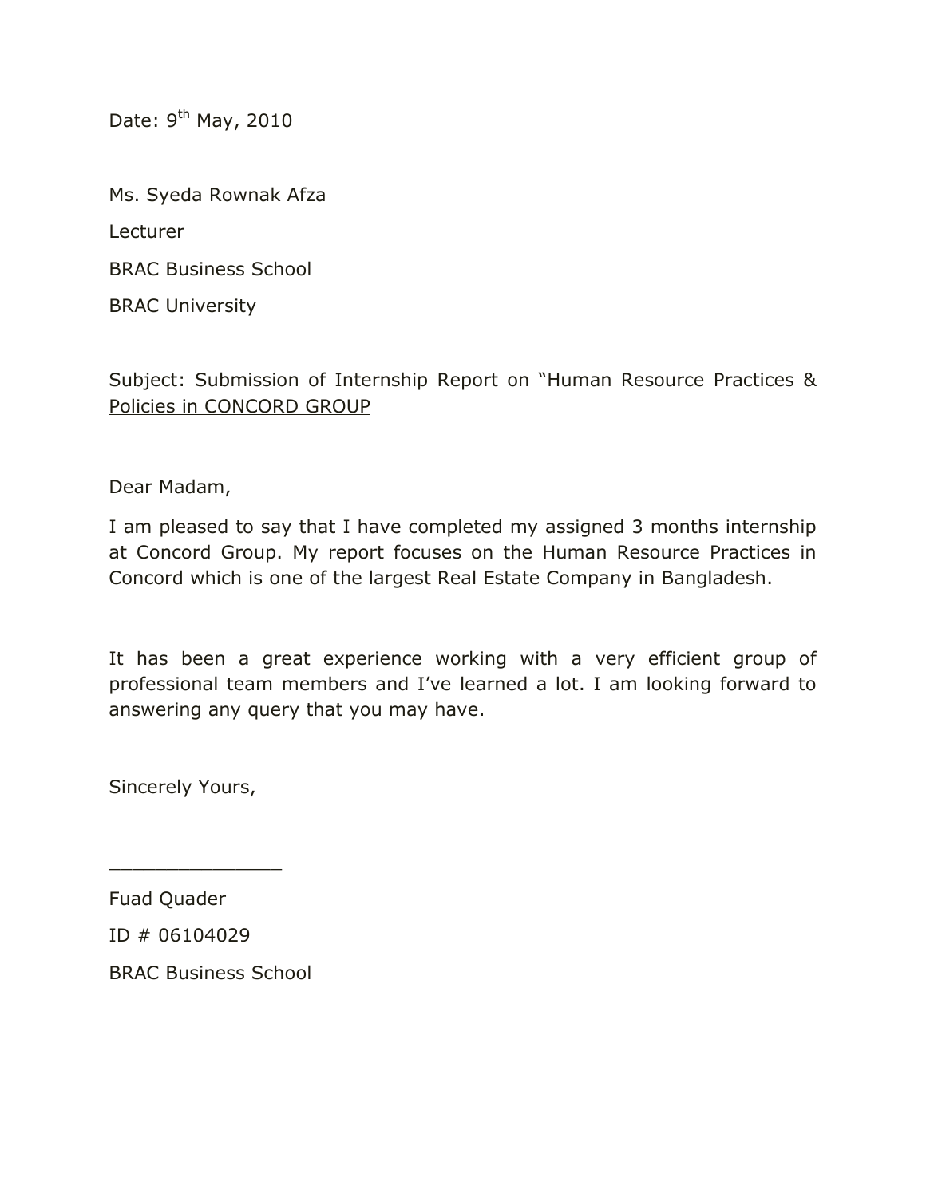Date: 9th May, 2010

Ms. Syeda Rownak Afza

Lecturer

BRAC Business School

BRAC University

Subject: <u>Submission of Internship Report on "Human Resource Practices & Policies in CONCORD GROUP</u>

Dear Madam,

I am pleased to say that I have completed my assigned 3 months internship at Concord Group. My report focuses on the Human Resource Practices in Concord which is one of the largest Real Estate Company in Bangladesh.

It has been a great experience working with a very efficient group of professional team members and I've learned a lot. I am looking forward to answering any query that you may have.

Sincerely Yours,

_______________

Fuad Quader

ID # 06104029

BRAC Business School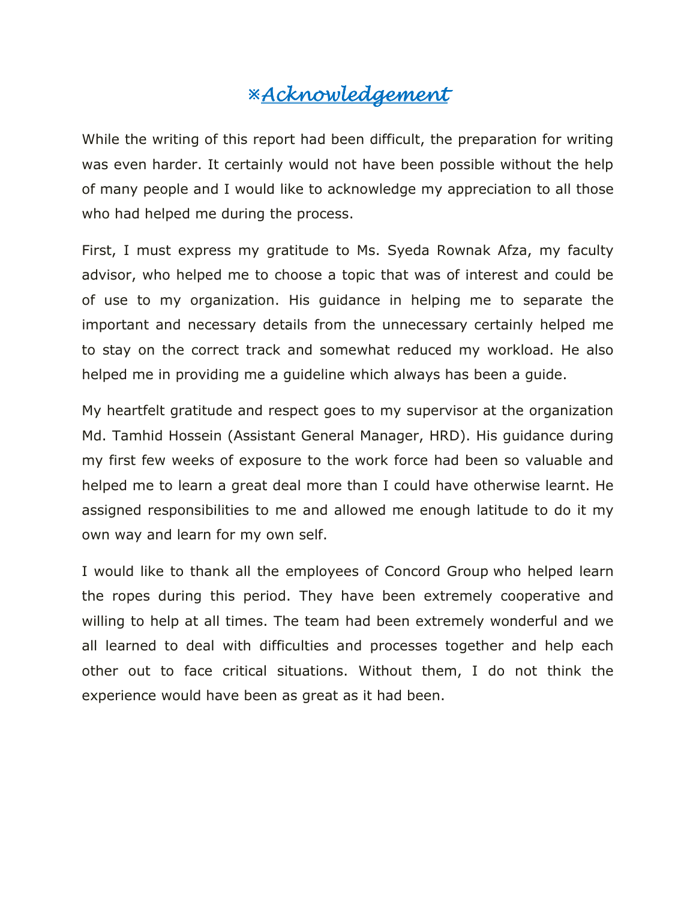# ※*Acknowledgement*

While the writing of this report had been difficult, the preparation for writing was even harder. It certainly would not have been possible without the help of many people and I would like to acknowledge my appreciation to all those who had helped me during the process.

First, I must express my gratitude to Ms. Syeda Rownak Afza, my faculty advisor, who helped me to choose a topic that was of interest and could be of use to my organization. His guidance in helping me to separate the important and necessary details from the unnecessary certainly helped me to stay on the correct track and somewhat reduced my workload. He also helped me in providing me a guideline which always has been a guide.

My heartfelt gratitude and respect goes to my supervisor at the organization Md. Tamhid Hossein (Assistant General Manager, HRD). His guidance during my first few weeks of exposure to the work force had been so valuable and helped me to learn a great deal more than I could have otherwise learnt. He assigned responsibilities to me and allowed me enough latitude to do it my own way and learn for my own self.

I would like to thank all the employees of Concord Group who helped learn the ropes during this period. They have been extremely cooperative and willing to help at all times. The team had been extremely wonderful and we all learned to deal with difficulties and processes together and help each other out to face critical situations. Without them, I do not think the experience would have been as great as it had been.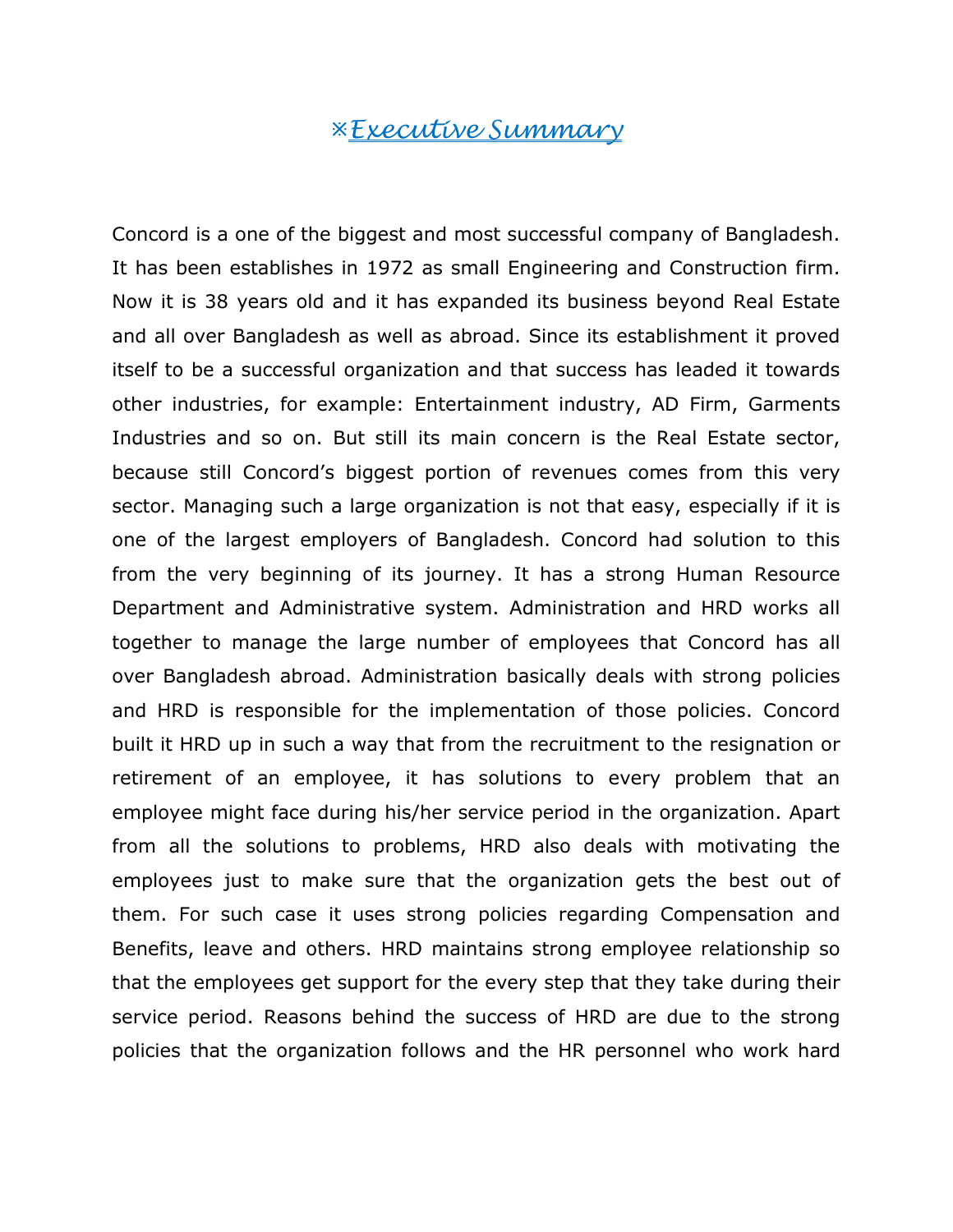# ※Executive Summary

Concord is a one of the biggest and most successful company of Bangladesh. It has been establishes in 1972 as small Engineering and Construction firm. Now it is 38 years old and it has expanded its business beyond Real Estate and all over Bangladesh as well as abroad. Since its establishment it proved itself to be a successful organization and that success has leaded it towards other industries, for example: Entertainment industry, AD Firm, Garments Industries and so on. But still its main concern is the Real Estate sector, because still Concord's biggest portion of revenues comes from this very sector. Managing such a large organization is not that easy, especially if it is one of the largest employers of Bangladesh. Concord had solution to this from the very beginning of its journey. It has a strong Human Resource Department and Administrative system. Administration and HRD works all together to manage the large number of employees that Concord has all over Bangladesh abroad. Administration basically deals with strong policies and HRD is responsible for the implementation of those policies. Concord built it HRD up in such a way that from the recruitment to the resignation or retirement of an employee, it has solutions to every problem that an employee might face during his/her service period in the organization. Apart from all the solutions to problems, HRD also deals with motivating the employees just to make sure that the organization gets the best out of them. For such case it uses strong policies regarding Compensation and Benefits, leave and others. HRD maintains strong employee relationship so that the employees get support for the every step that they take during their service period. Reasons behind the success of HRD are due to the strong policies that the organization follows and the HR personnel who work hard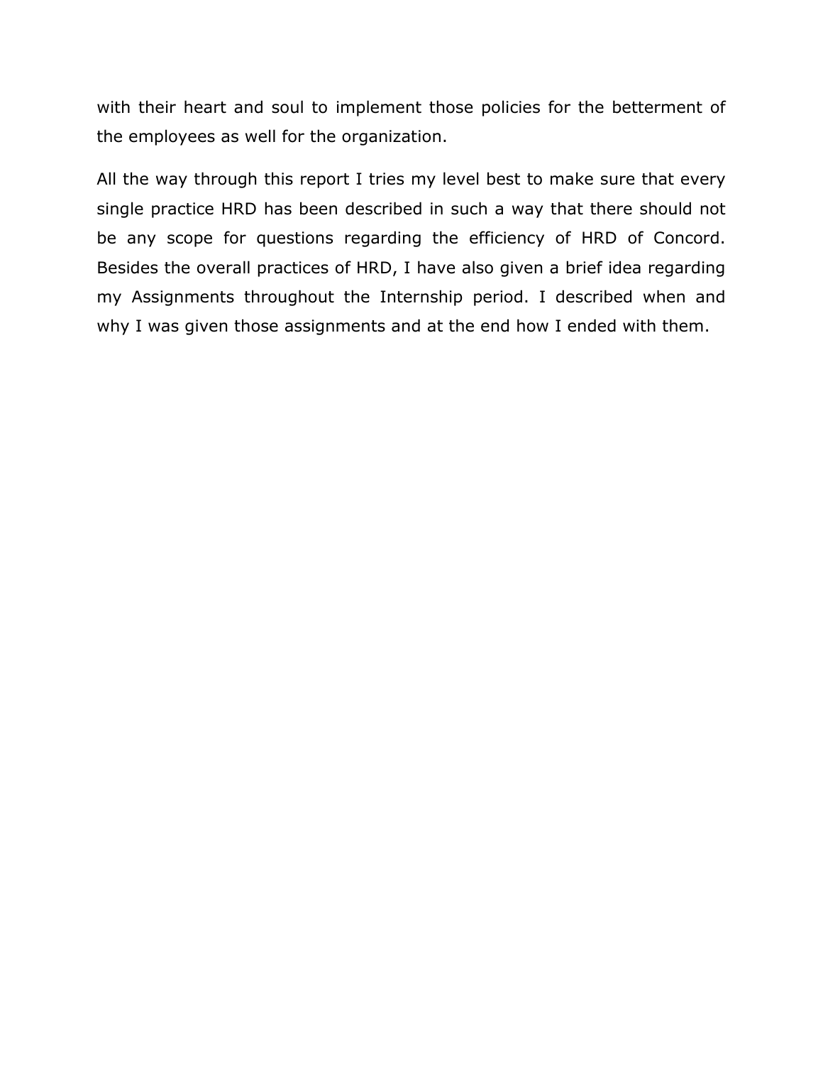with their heart and soul to implement those policies for the betterment of the employees as well for the organization.

All the way through this report I tries my level best to make sure that every single practice HRD has been described in such a way that there should not be any scope for questions regarding the efficiency of HRD of Concord. Besides the overall practices of HRD, I have also given a brief idea regarding my Assignments throughout the Internship period. I described when and why I was given those assignments and at the end how I ended with them.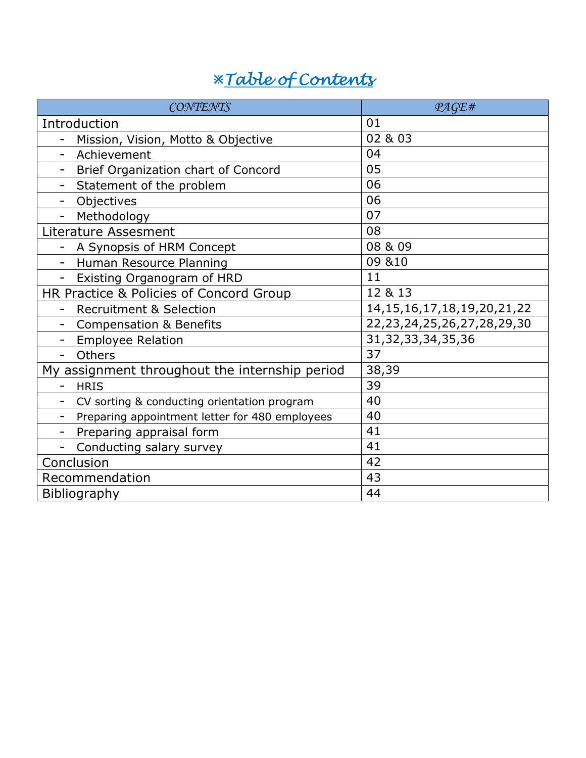# ※Table of Contents

| CONTENTS | PAGE# |
|---|---|
| Introduction | 01 |
| - Mission, Vision, Motto & Objective | 02 & 03 |
| - Achievement | 04 |
| - Brief Organization chart of Concord | 05 |
| - Statement of the problem | 06 |
| - Objectives | 06 |
| - Methodology | 07 |
| Literature Assesment | 08 |
| - A Synopsis of HRM Concept | 08 & 09 |
| - Human Resource Planning | 09 &10 |
| - Existing Organogram of HRD | 11 |
| HR Practice & Policies of Concord Group | 12 & 13 |
| - Recruitment & Selection | 14,15,16,17,18,19,20,21,22 |
| - Compensation & Benefits | 22,23,24,25,26,27,28,29,30 |
| - Employee Relation | 31,32,33,34,35,36 |
| - Others | 37 |
| My assignment throughout the internship period | 38,39 |
| - HRIS | 39 |
| - CV sorting & conducting orientation program | 40 |
| - Preparing appointment letter for 480 employees | 40 |
| - Preparing appraisal form | 41 |
| - Conducting salary survey | 41 |
| Conclusion | 42 |
| Recommendation | 43 |
| Bibliography | 44 |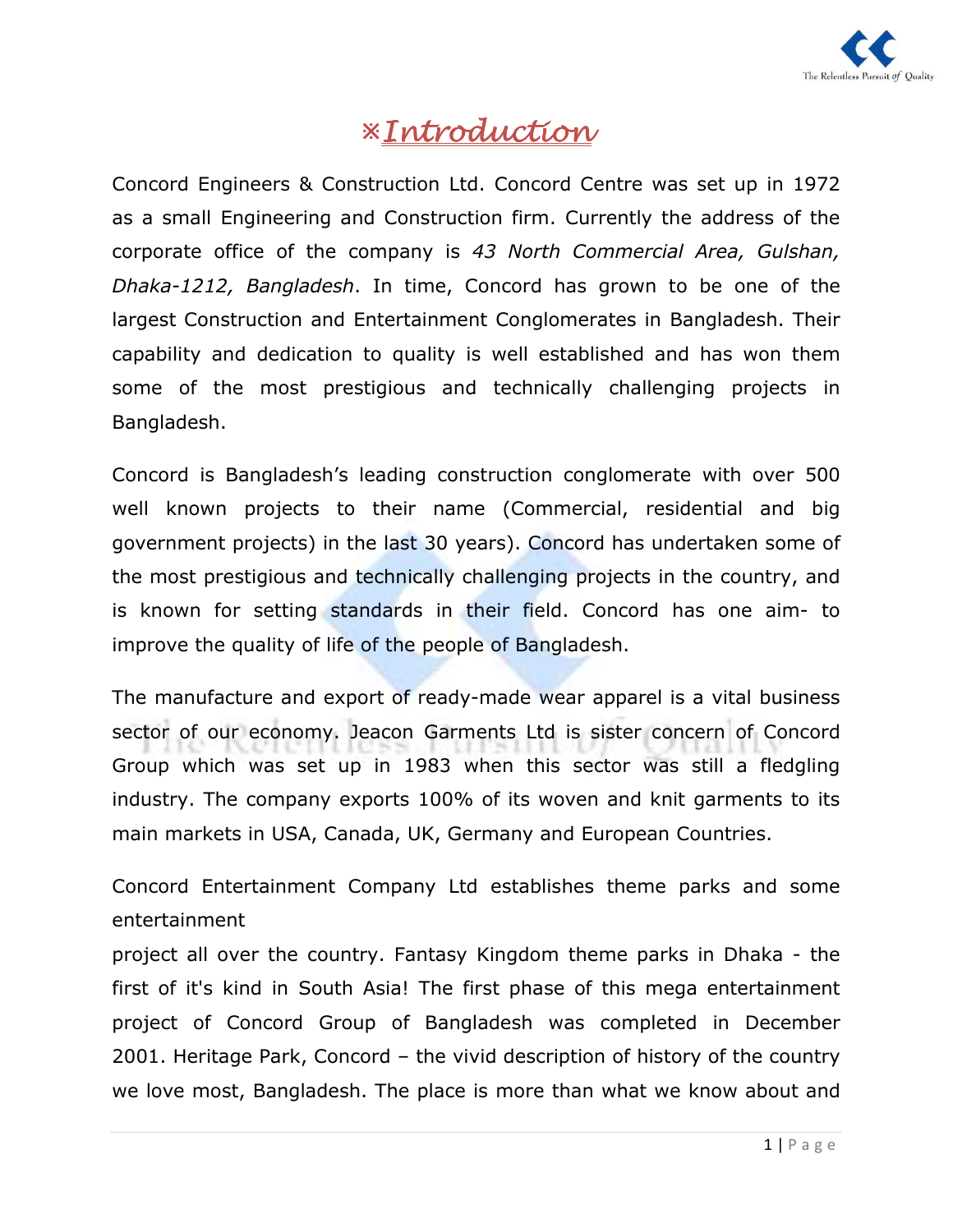# ⁎Introduction

Concord Engineers & Construction Ltd. Concord Centre was set up in 1972 as a small Engineering and Construction firm. Currently the address of the corporate office of the company is *43 North Commercial Area, Gulshan, Dhaka-1212, Bangladesh*. In time, Concord has grown to be one of the largest Construction and Entertainment Conglomerates in Bangladesh. Their capability and dedication to quality is well established and has won them some of the most prestigious and technically challenging projects in Bangladesh.

Concord is Bangladesh's leading construction conglomerate with over 500 well known projects to their name (Commercial, residential and big government projects) in the last 30 years). Concord has undertaken some of the most prestigious and technically challenging projects in the country, and is known for setting standards in their field. Concord has one aim- to improve the quality of life of the people of Bangladesh.

The manufacture and export of ready-made wear apparel is a vital business sector of our economy. Jeacon Garments Ltd is sister concern of Concord Group which was set up in 1983 when this sector was still a fledgling industry. The company exports 100% of its woven and knit garments to its main markets in USA, Canada, UK, Germany and European Countries.

Concord Entertainment Company Ltd establishes theme parks and some entertainment

project all over the country. Fantasy Kingdom theme parks in Dhaka - the first of it's kind in South Asia! The first phase of this mega entertainment project of Concord Group of Bangladesh was completed in December 2001. Heritage Park, Concord – the vivid description of history of the country we love most, Bangladesh. The place is more than what we know about and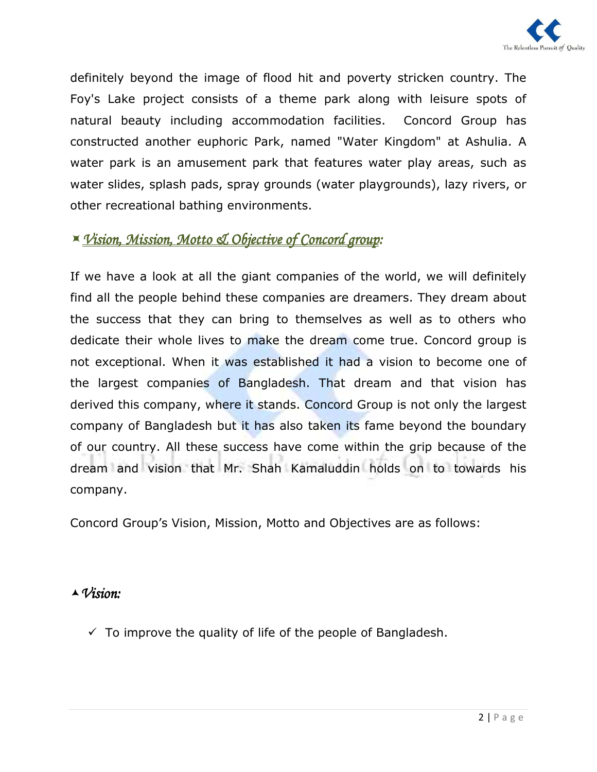definitely beyond the image of flood hit and poverty stricken country. The Foy's Lake project consists of a theme park along with leisure spots of natural beauty including accommodation facilities. Concord Group has constructed another euphoric Park, named "Water Kingdom" at Ashulia. A water park is an amusement park that features water play areas, such as water slides, splash pads, spray grounds (water playgrounds), lazy rivers, or other recreational bathing environments.

## *Vision, Mission, Motto & Objective of Concord group:*

If we have a look at all the giant companies of the world, we will definitely find all the people behind these companies are dreamers. They dream about the success that they can bring to themselves as well as to others who dedicate their whole lives to make the dream come true. Concord group is not exceptional. When it was established it had a vision to become one of the largest companies of Bangladesh. That dream and that vision has derived this company, where it stands. Concord Group is not only the largest company of Bangladesh but it has also taken its fame beyond the boundary of our country. All these success have come within the grip because of the dream and vision that Mr. Shah Kamaluddin holds on to towards his company.

Concord Group's Vision, Mission, Motto and Objectives are as follows:

### *Vision:*

- ✓ To improve the quality of life of the people of Bangladesh.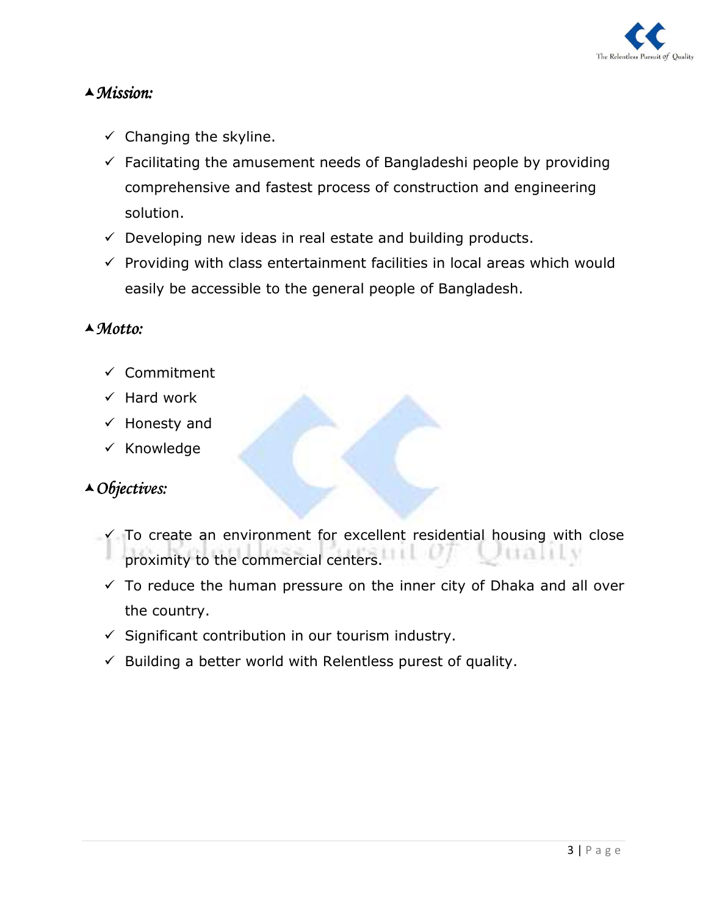## ▲ *Mission:*

- ✓ Changing the skyline.
- ✓ Facilitating the amusement needs of Bangladeshi people by providing comprehensive and fastest process of construction and engineering solution.
- ✓ Developing new ideas in real estate and building products.
- ✓ Providing with class entertainment facilities in local areas which would easily be accessible to the general people of Bangladesh.

## ▲ *Motto:*

- ✓ Commitment
- ✓ Hard work
- ✓ Honesty and
- ✓ Knowledge

## ▲ *Objectives:*

- ✓ To create an environment for excellent residential housing with close proximity to the commercial centers.
- ✓ To reduce the human pressure on the inner city of Dhaka and all over the country.
- ✓ Significant contribution in our tourism industry.
- ✓ Building a better world with Relentless purest of quality.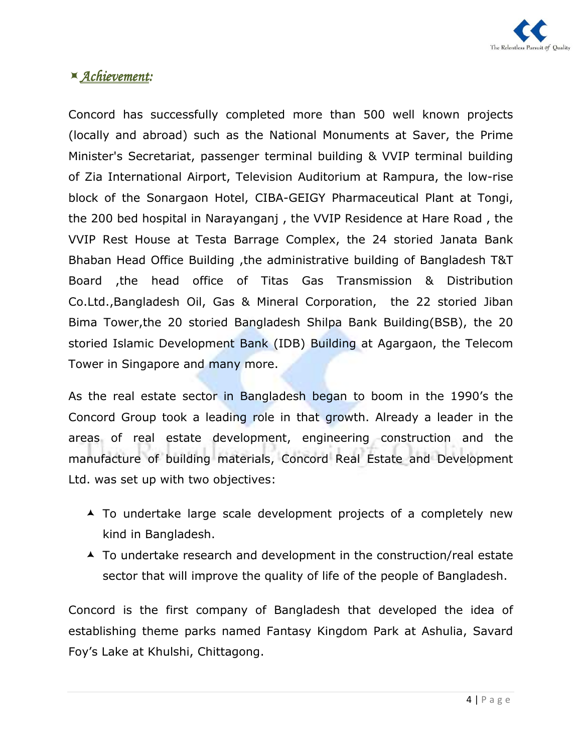## *Achievement:*

Concord has successfully completed more than 500 well known projects (locally and abroad) such as the National Monuments at Saver, the Prime Minister's Secretariat, passenger terminal building & VVIP terminal building of Zia International Airport, Television Auditorium at Rampura, the low-rise block of the Sonargaon Hotel, CIBA-GEIGY Pharmaceutical Plant at Tongi, the 200 bed hospital in Narayanganj , the VVIP Residence at Hare Road , the VVIP Rest House at Testa Barrage Complex, the 24 storied Janata Bank Bhaban Head Office Building ,the administrative building of Bangladesh T&T Board ,the head office of Titas Gas Transmission & Distribution Co.Ltd.,Bangladesh Oil, Gas & Mineral Corporation, the 22 storied Jiban Bima Tower,the 20 storied Bangladesh Shilpa Bank Building(BSB), the 20 storied Islamic Development Bank (IDB) Building at Agargaon, the Telecom Tower in Singapore and many more.

As the real estate sector in Bangladesh began to boom in the 1990's the Concord Group took a leading role in that growth. Already a leader in the areas of real estate development, engineering construction and the manufacture of building materials, Concord Real Estate and Development Ltd. was set up with two objectives:

- To undertake large scale development projects of a completely new kind in Bangladesh.
- To undertake research and development in the construction/real estate sector that will improve the quality of life of the people of Bangladesh.

Concord is the first company of Bangladesh that developed the idea of establishing theme parks named Fantasy Kingdom Park at Ashulia, Savard Foy's Lake at Khulshi, Chittagong.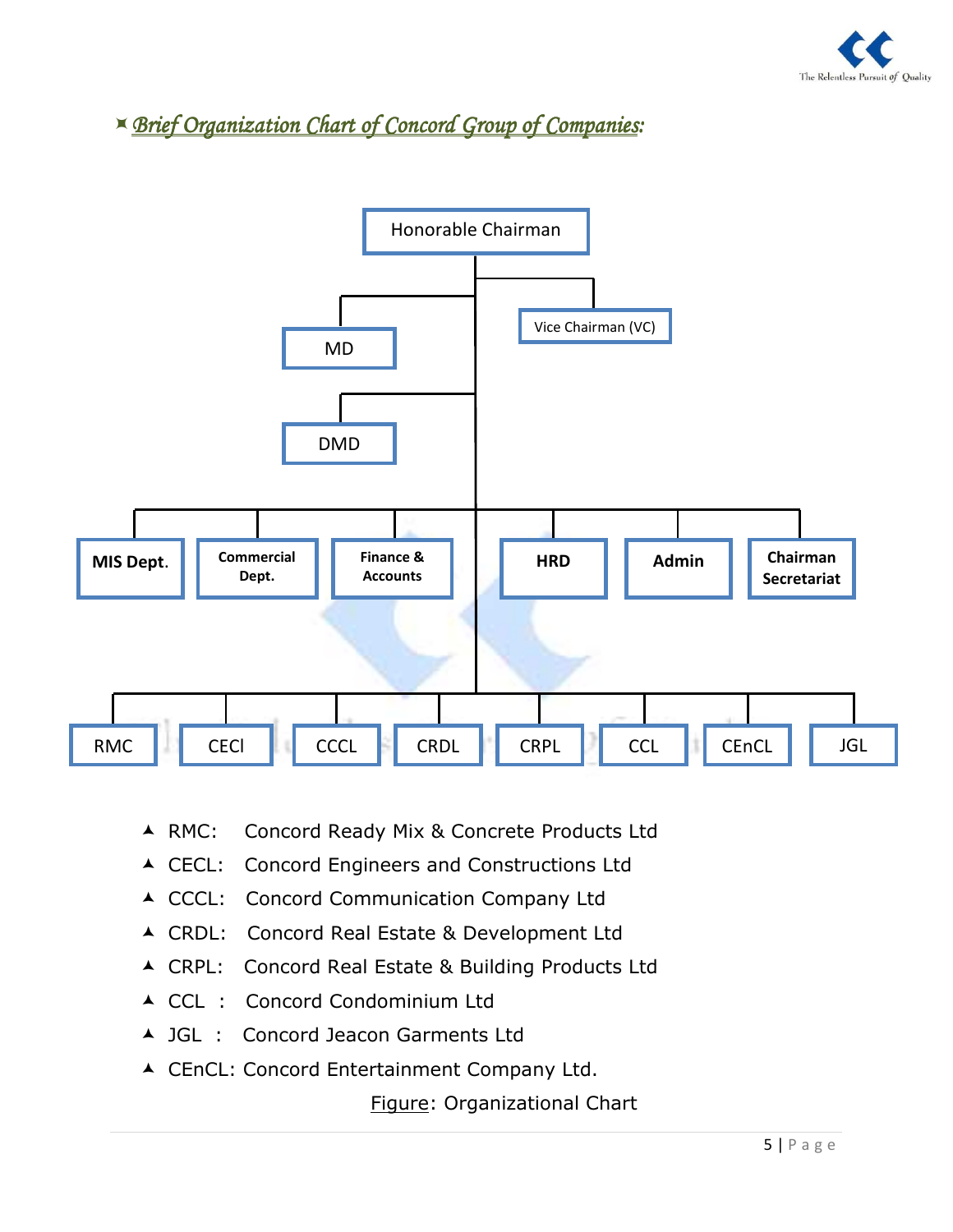## *Brief Organization Chart of Concord Group of Companies:*

Honorable Chairman

Vice Chairman (VC)

MD

DMD

MIS Dept. | Commercial Dept. | Finance & Accounts | HRD | Admin | Chairman Secretariat

RMC | CECl | CCCL | CRDL | CRPL | CCL | CEnCL | JGL

- RMC: Concord Ready Mix & Concrete Products Ltd
- CECL: Concord Engineers and Constructions Ltd
- CCCL: Concord Communication Company Ltd
- CRDL: Concord Real Estate & Development Ltd
- CRPL: Concord Real Estate & Building Products Ltd
- CCL : Concord Condominium Ltd
- JGL : Concord Jeacon Garments Ltd
- CEnCL: Concord Entertainment Company Ltd.

Figure: Organizational Chart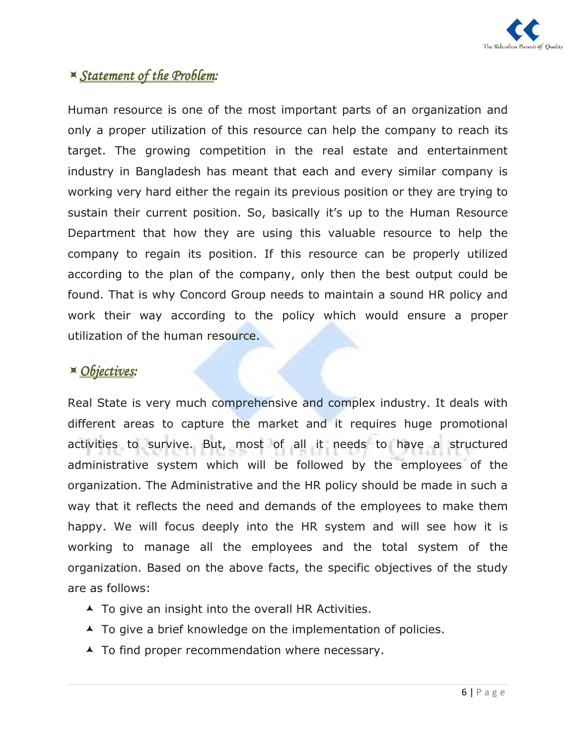## *Statement of the Problem:*

Human resource is one of the most important parts of an organization and only a proper utilization of this resource can help the company to reach its target. The growing competition in the real estate and entertainment industry in Bangladesh has meant that each and every similar company is working very hard either the regain its previous position or they are trying to sustain their current position. So, basically it's up to the Human Resource Department that how they are using this valuable resource to help the company to regain its position. If this resource can be properly utilized according to the plan of the company, only then the best output could be found. That is why Concord Group needs to maintain a sound HR policy and work their way according to the policy which would ensure a proper utilization of the human resource.

## *Objectives:*

Real State is very much comprehensive and complex industry. It deals with different areas to capture the market and it requires huge promotional activities to survive. But, most of all it needs to have a structured administrative system which will be followed by the employees of the organization. The Administrative and the HR policy should be made in such a way that it reflects the need and demands of the employees to make them happy. We will focus deeply into the HR system and will see how it is working to manage all the employees and the total system of the organization. Based on the above facts, the specific objectives of the study are as follows:

- To give an insight into the overall HR Activities.
- To give a brief knowledge on the implementation of policies.
- To find proper recommendation where necessary.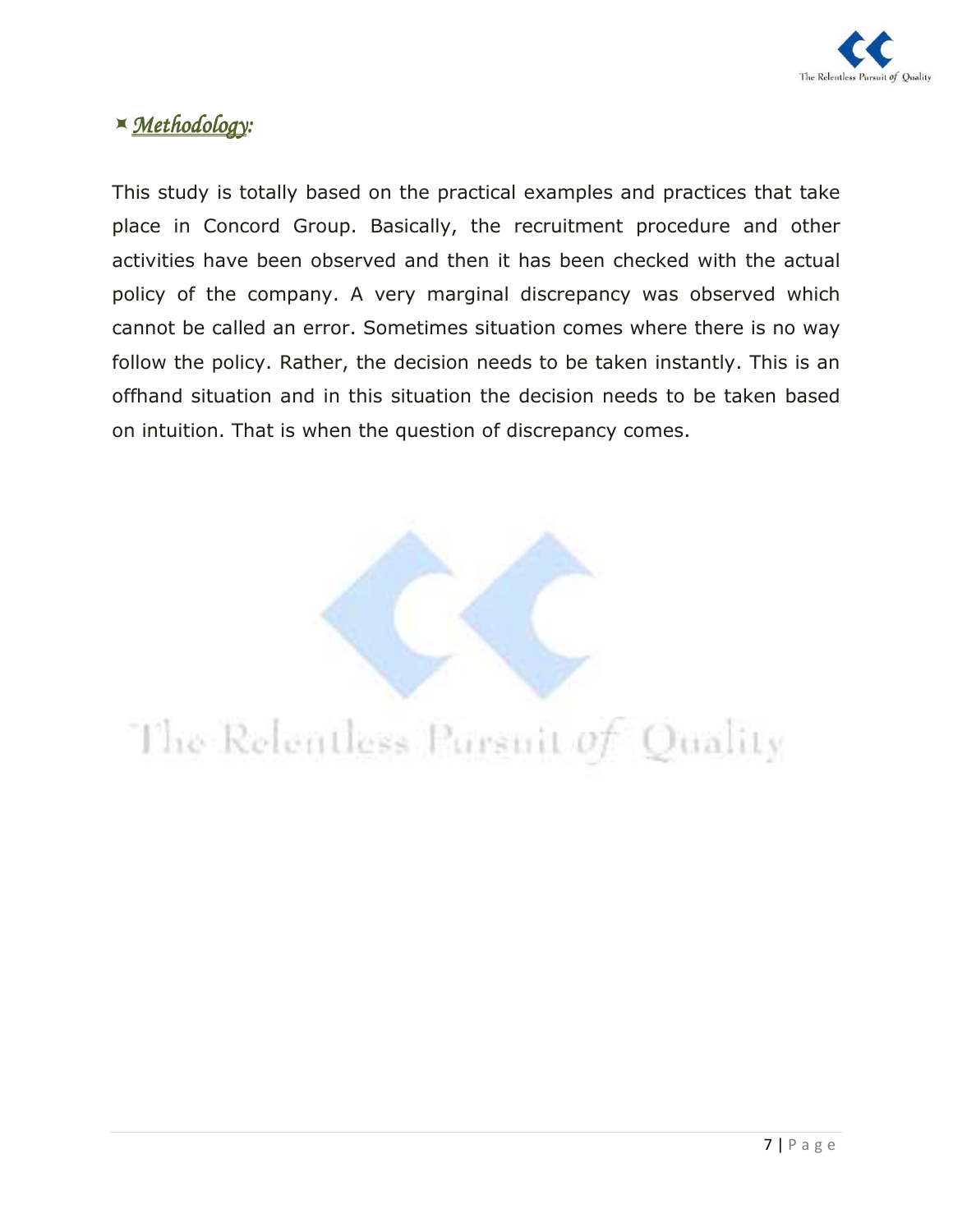## *Methodology:*

This study is totally based on the practical examples and practices that take place in Concord Group. Basically, the recruitment procedure and other activities have been observed and then it has been checked with the actual policy of the company. A very marginal discrepancy was observed which cannot be called an error. Sometimes situation comes where there is no way follow the policy. Rather, the decision needs to be taken instantly. This is an offhand situation and in this situation the decision needs to be taken based on intuition. That is when the question of discrepancy comes.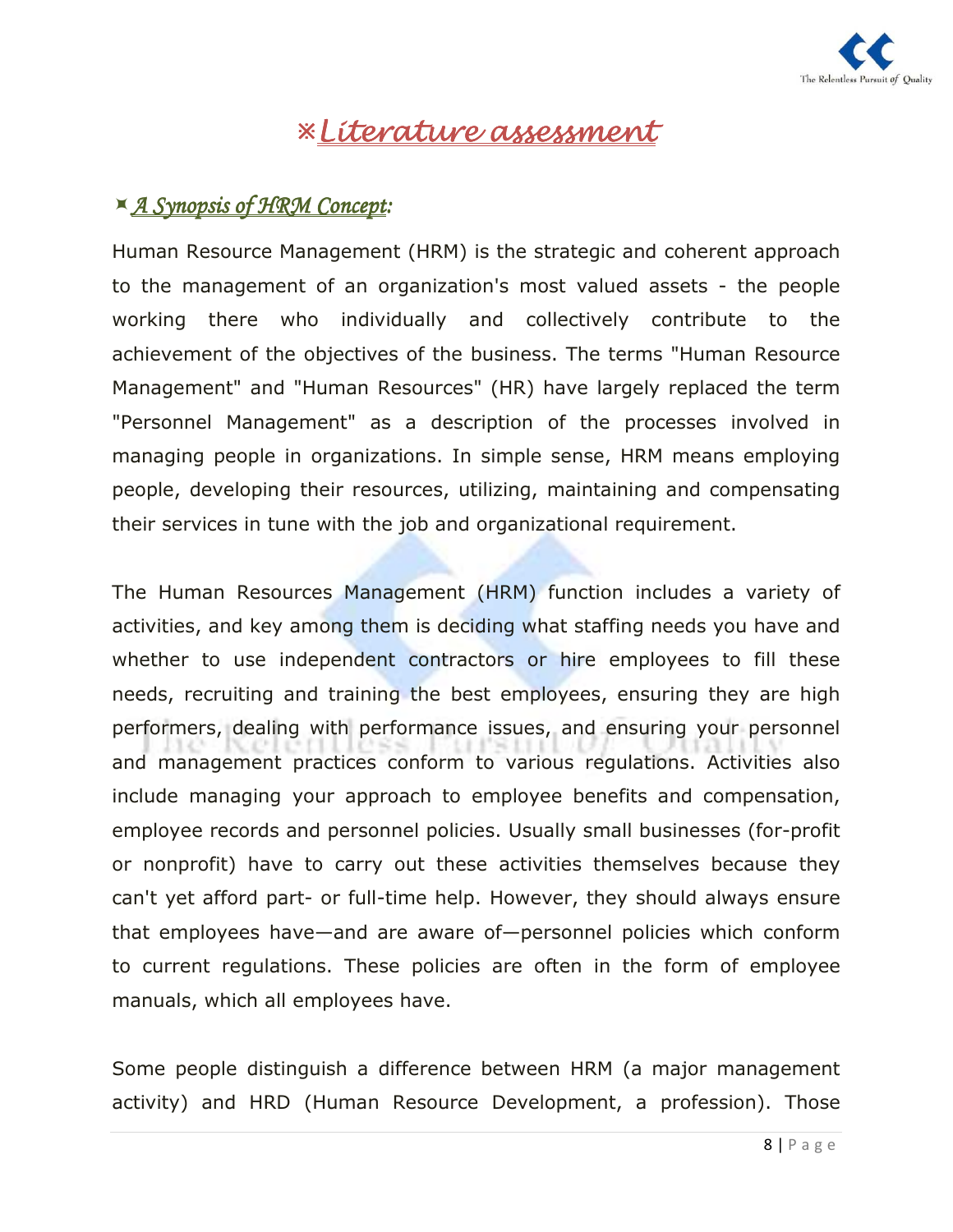# ※Literature assessment

## ⌘ A Synopsis of HRM Concept:

Human Resource Management (HRM) is the strategic and coherent approach to the management of an organization's most valued assets - the people working there who individually and collectively contribute to the achievement of the objectives of the business. The terms "Human Resource Management" and "Human Resources" (HR) have largely replaced the term "Personnel Management" as a description of the processes involved in managing people in organizations. In simple sense, HRM means employing people, developing their resources, utilizing, maintaining and compensating their services in tune with the job and organizational requirement.

The Human Resources Management (HRM) function includes a variety of activities, and key among them is deciding what staffing needs you have and whether to use independent contractors or hire employees to fill these needs, recruiting and training the best employees, ensuring they are high performers, dealing with performance issues, and ensuring your personnel and management practices conform to various regulations. Activities also include managing your approach to employee benefits and compensation, employee records and personnel policies. Usually small businesses (for-profit or nonprofit) have to carry out these activities themselves because they can't yet afford part- or full-time help. However, they should always ensure that employees have—and are aware of—personnel policies which conform to current regulations. These policies are often in the form of employee manuals, which all employees have.

Some people distinguish a difference between HRM (a major management activity) and HRD (Human Resource Development, a profession). Those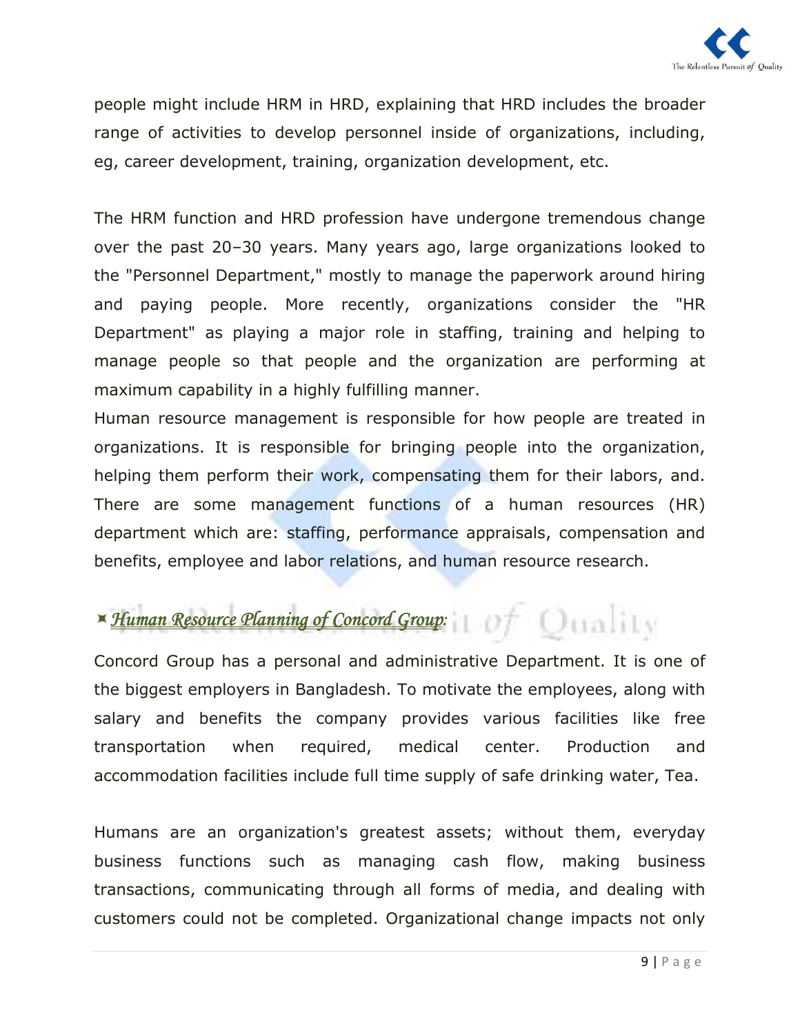people might include HRM in HRD, explaining that HRD includes the broader range of activities to develop personnel inside of organizations, including, eg, career development, training, organization development, etc.

The HRM function and HRD profession have undergone tremendous change over the past 20–30 years. Many years ago, large organizations looked to the "Personnel Department," mostly to manage the paperwork around hiring and paying people. More recently, organizations consider the "HR Department" as playing a major role in staffing, training and helping to manage people so that people and the organization are performing at maximum capability in a highly fulfilling manner.

Human resource management is responsible for how people are treated in organizations. It is responsible for bringing people into the organization, helping them perform their work, compensating them for their labors, and. There are some management functions of a human resources (HR) department which are: staffing, performance appraisals, compensation and benefits, employee and labor relations, and human resource research.

## *Human Resource Planning of Concord Group:*

Concord Group has a personal and administrative Department. It is one of the biggest employers in Bangladesh. To motivate the employees, along with salary and benefits the company provides various facilities like free transportation when required, medical center. Production and accommodation facilities include full time supply of safe drinking water, Tea.

Humans are an organization's greatest assets; without them, everyday business functions such as managing cash flow, making business transactions, communicating through all forms of media, and dealing with customers could not be completed. Organizational change impacts not only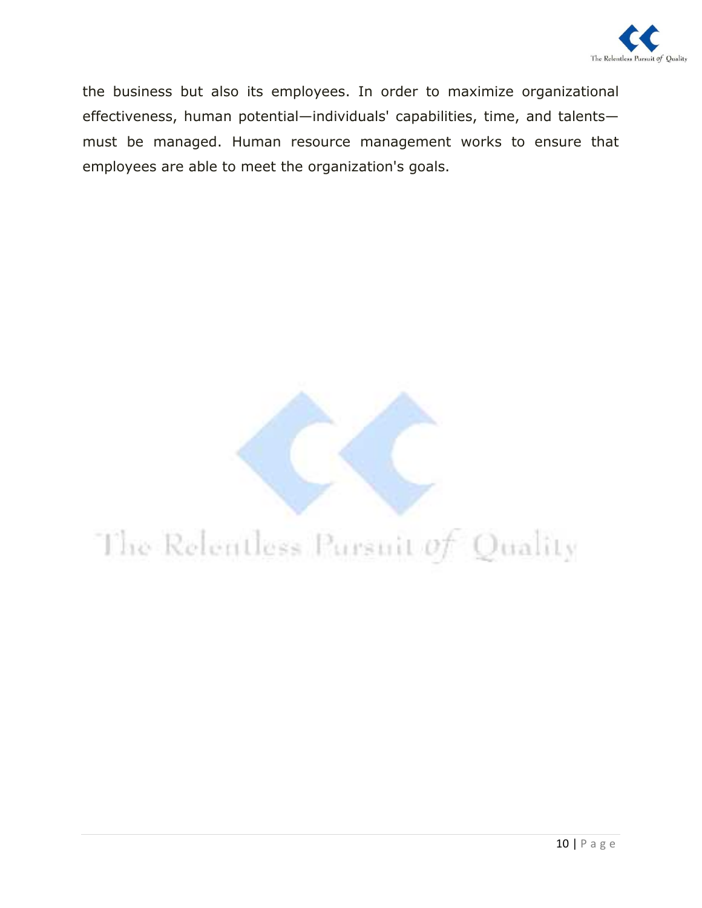the business but also its employees. In order to maximize organizational effectiveness, human potential—individuals' capabilities, time, and talents—must be managed. Human resource management works to ensure that employees are able to meet the organization's goals.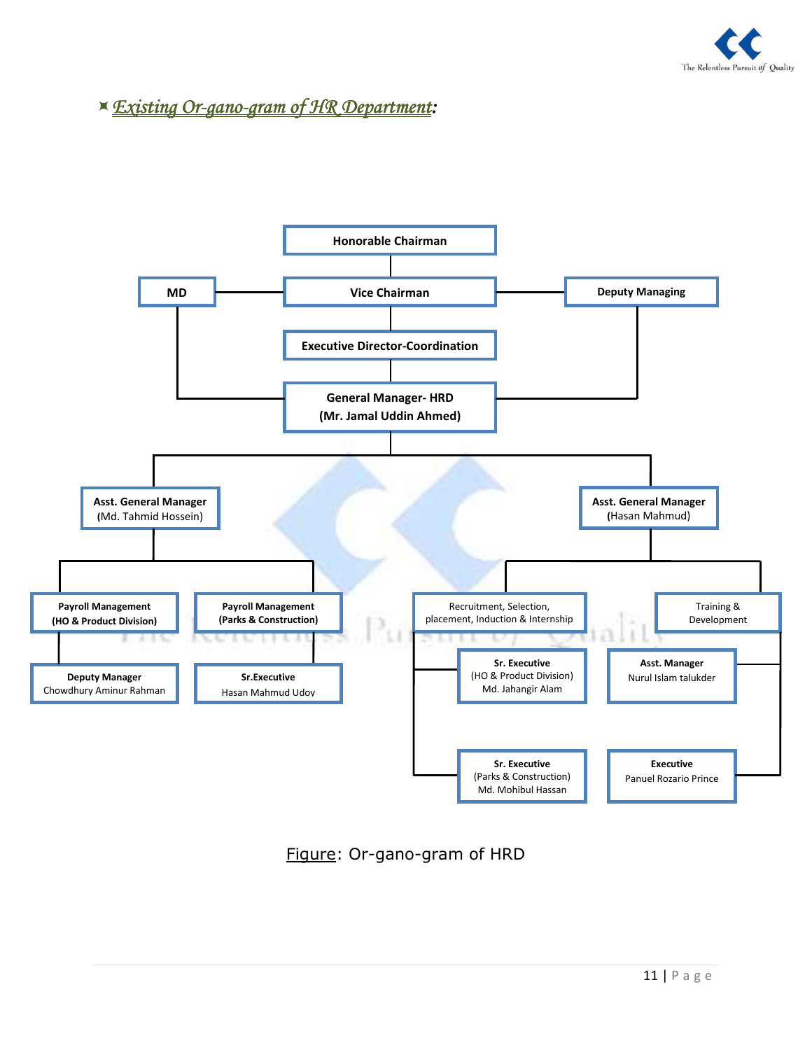## ⌘ *Existing Or-gano-gram of HR Department*:

- **Honorable Chairman**
  - **Vice Chairman**
    - **MD** (linked to Vice Chairman)
    - **Deputy Managing** (linked to Vice Chairman)
    - **Executive Director-Coordination**
      - **General Manager- HRD (Mr. Jamal Uddin Ahmed)** (also linked to MD and Deputy Managing)
        - **Asst. General Manager (Md. Tahmid Hossein)**
          - **Payroll Management (HO & Product Division)**
            - **Deputy Manager** Chowdhury Aminur Rahman
          - **Payroll Management (Parks & Construction)**
            - **Sr.Executive** Hasan Mahmud Udoy
        - **Asst. General Manager (Hasan Mahmud)**
          - Recruitment, Selection, placement, Induction & Internship
            - **Sr. Executive** (HO & Product Division) Md. Jahangir Alam
            - **Sr. Executive** (Parks & Construction) Md. Mohibul Hassan
          - Training & Development
            - **Asst. Manager** Nurul Islam talukder
            - **Executive** Panuel Rozario Prince

Figure: Or-gano-gram of HRD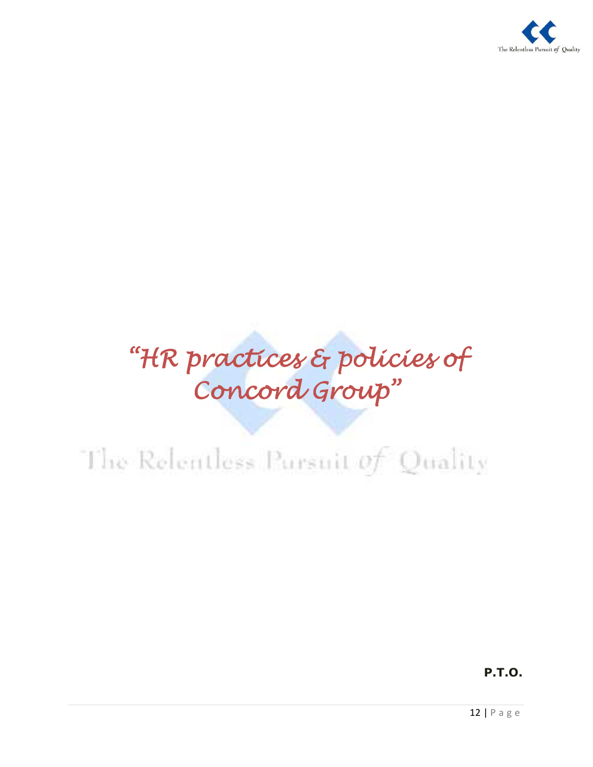# *"HR practices & policies of Concord Group"*

The Relentless Pursuit *of* Quality

**P.T.O.**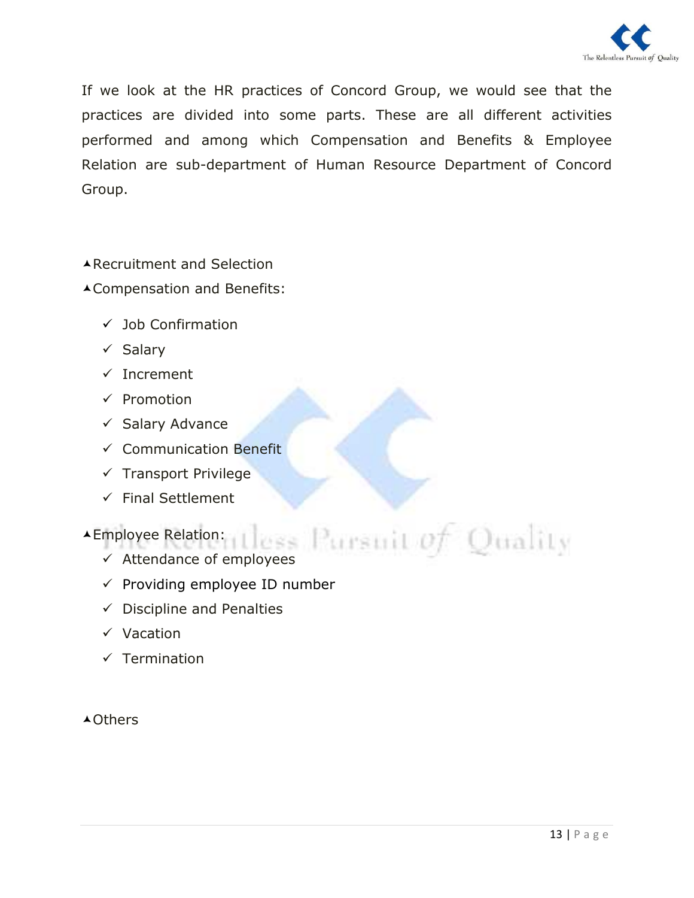If we look at the HR practices of Concord Group, we would see that the practices are divided into some parts. These are all different activities performed and among which Compensation and Benefits & Employee Relation are sub-department of Human Resource Department of Concord Group.

- Recruitment and Selection
- Compensation and Benefits:
  - ✓ Job Confirmation
  - ✓ Salary
  - ✓ Increment
  - ✓ Promotion
  - ✓ Salary Advance
  - ✓ Communication Benefit
  - ✓ Transport Privilege
  - ✓ Final Settlement
- Employee Relation:
  - ✓ Attendance of employees
  - ✓ Providing employee ID number
  - ✓ Discipline and Penalties
  - ✓ Vacation
  - ✓ Termination
- Others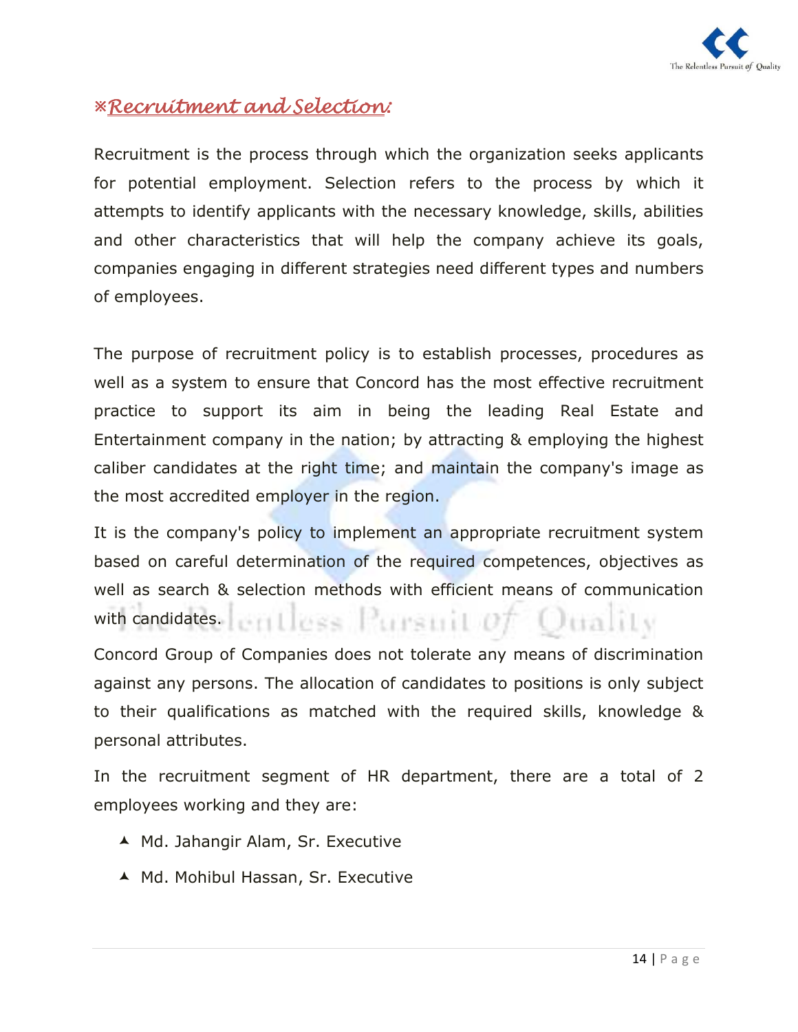## ※Recruitment and Selection:

Recruitment is the process through which the organization seeks applicants for potential employment. Selection refers to the process by which it attempts to identify applicants with the necessary knowledge, skills, abilities and other characteristics that will help the company achieve its goals, companies engaging in different strategies need different types and numbers of employees.

The purpose of recruitment policy is to establish processes, procedures as well as a system to ensure that Concord has the most effective recruitment practice to support its aim in being the leading Real Estate and Entertainment company in the nation; by attracting & employing the highest caliber candidates at the right time; and maintain the company's image as the most accredited employer in the region.

It is the company's policy to implement an appropriate recruitment system based on careful determination of the required competences, objectives as well as search & selection methods with efficient means of communication with candidates.

Concord Group of Companies does not tolerate any means of discrimination against any persons. The allocation of candidates to positions is only subject to their qualifications as matched with the required skills, knowledge & personal attributes.

In the recruitment segment of HR department, there are a total of 2 employees working and they are:

- Md. Jahangir Alam, Sr. Executive
- Md. Mohibul Hassan, Sr. Executive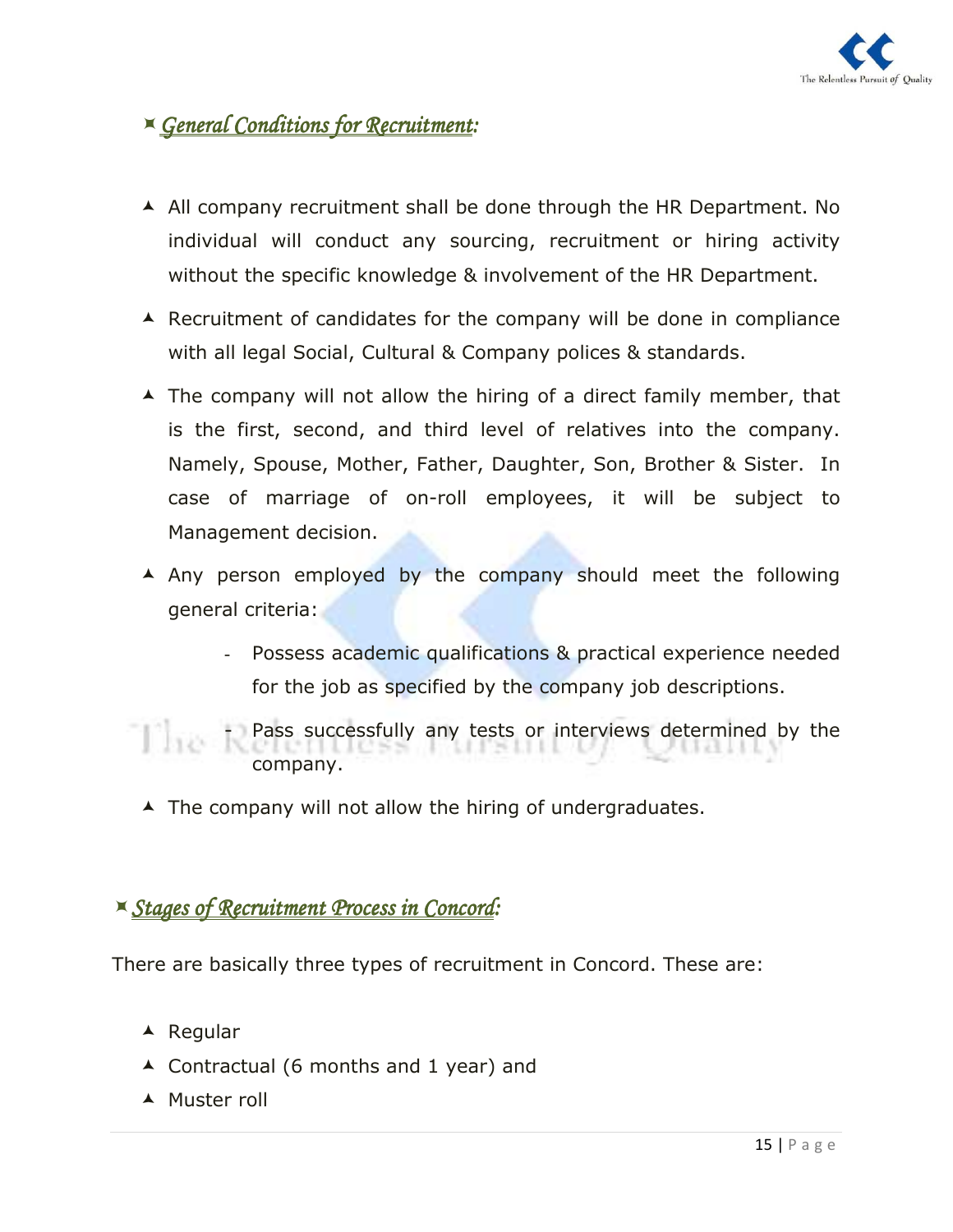## *General Conditions for Recruitment:*

- All company recruitment shall be done through the HR Department. No individual will conduct any sourcing, recruitment or hiring activity without the specific knowledge & involvement of the HR Department.
- Recruitment of candidates for the company will be done in compliance with all legal Social, Cultural & Company polices & standards.
- The company will not allow the hiring of a direct family member, that is the first, second, and third level of relatives into the company. Namely, Spouse, Mother, Father, Daughter, Son, Brother & Sister. In case of marriage of on-roll employees, it will be subject to Management decision.
- Any person employed by the company should meet the following general criteria:
  - Possess academic qualifications & practical experience needed for the job as specified by the company job descriptions.
  - Pass successfully any tests or interviews determined by the company.
- The company will not allow the hiring of undergraduates.

## *Stages of Recruitment Process in Concord:*

There are basically three types of recruitment in Concord. These are:

- Regular
- Contractual (6 months and 1 year) and
- Muster roll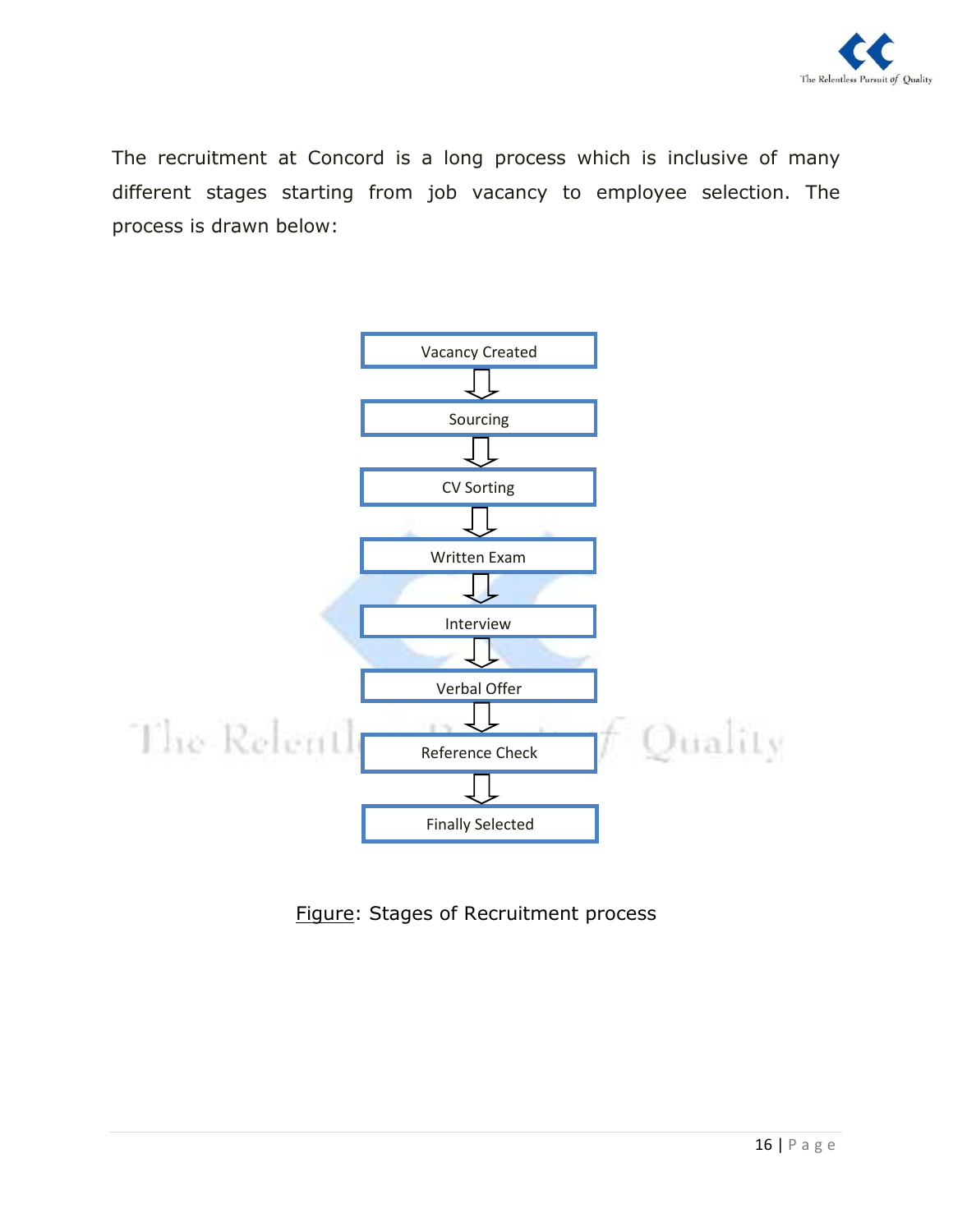The recruitment at Concord is a long process which is inclusive of many different stages starting from job vacancy to employee selection. The process is drawn below:

Vacancy Created
⇩
Sourcing
⇩
CV Sorting
⇩
Written Exam
⇩
Interview
⇩
Verbal Offer
⇩
Reference Check
⇩
Finally Selected

Figure: Stages of Recruitment process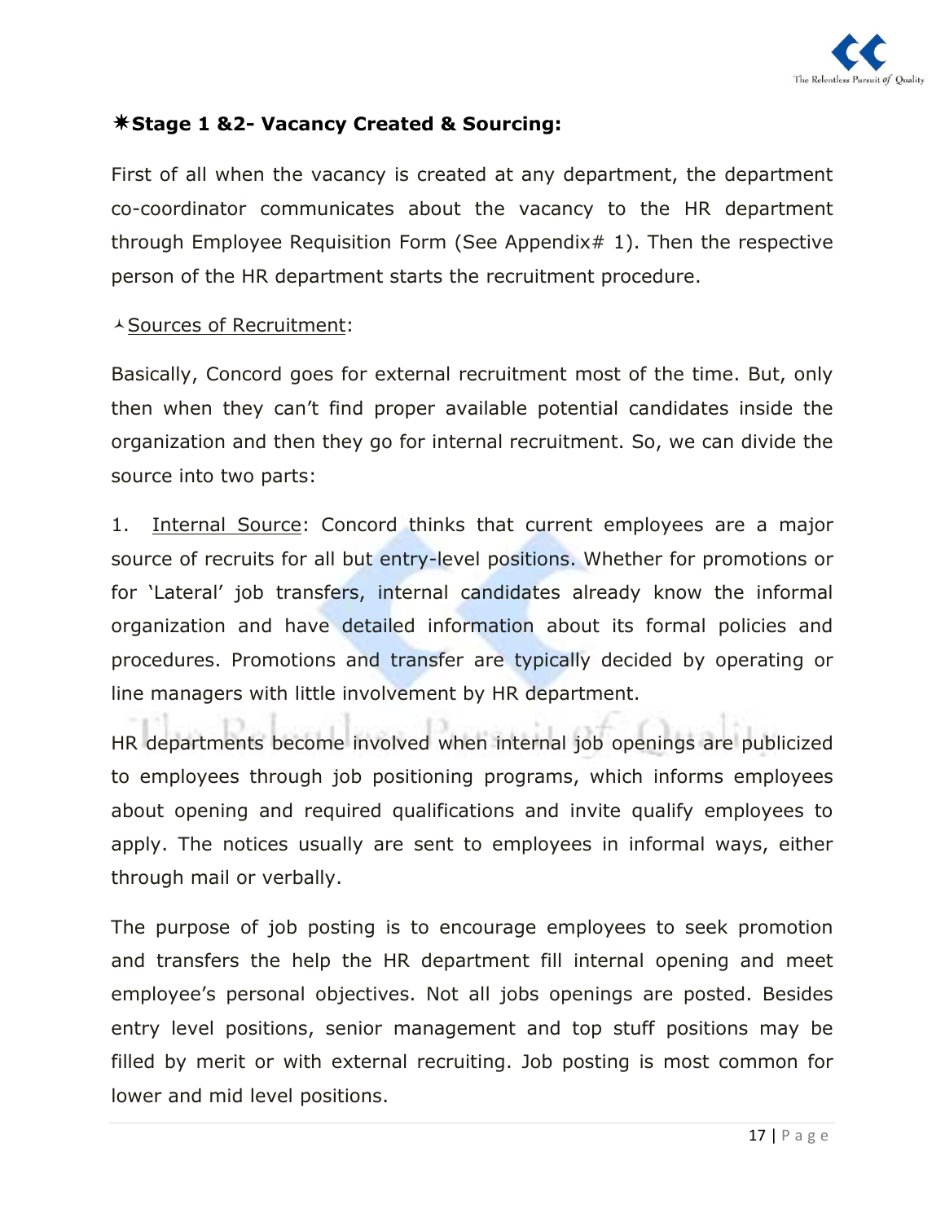### ✷Stage 1 &2- Vacancy Created & Sourcing:

First of all when the vacancy is created at any department, the department co-coordinator communicates about the vacancy to the HR department through Employee Requisition Form (See Appendix# 1). Then the respective person of the HR department starts the recruitment procedure.

⅄ Sources of Recruitment:

Basically, Concord goes for external recruitment most of the time. But, only then when they can't find proper available potential candidates inside the organization and then they go for internal recruitment. So, we can divide the source into two parts:

1. Internal Source: Concord thinks that current employees are a major source of recruits for all but entry-level positions. Whether for promotions or for 'Lateral' job transfers, internal candidates already know the informal organization and have detailed information about its formal policies and procedures. Promotions and transfer are typically decided by operating or line managers with little involvement by HR department.

HR departments become involved when internal job openings are publicized to employees through job positioning programs, which informs employees about opening and required qualifications and invite qualify employees to apply. The notices usually are sent to employees in informal ways, either through mail or verbally.

The purpose of job posting is to encourage employees to seek promotion and transfers the help the HR department fill internal opening and meet employee's personal objectives. Not all jobs openings are posted. Besides entry level positions, senior management and top stuff positions may be filled by merit or with external recruiting. Job posting is most common for lower and mid level positions.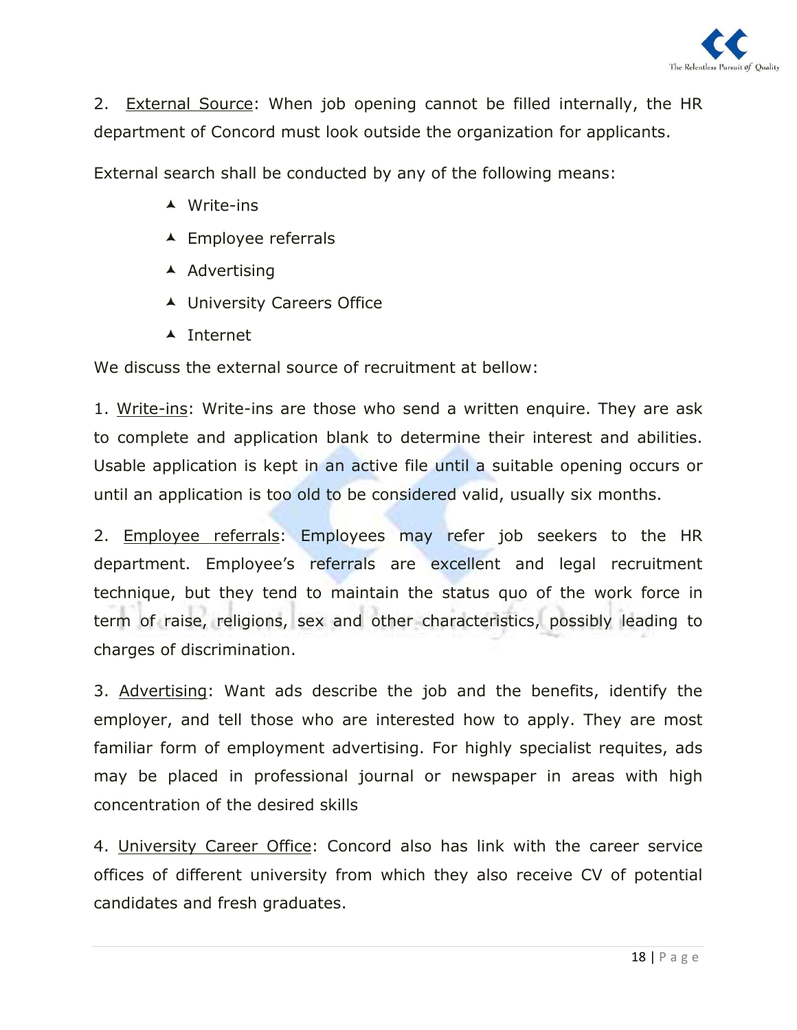2. <u>External Source</u>: When job opening cannot be filled internally, the HR department of Concord must look outside the organization for applicants.

External search shall be conducted by any of the following means:

- Write-ins
- Employee referrals
- Advertising
- University Careers Office
- Internet

We discuss the external source of recruitment at bellow:

1. <u>Write-ins</u>: Write-ins are those who send a written enquire. They are ask to complete and application blank to determine their interest and abilities. Usable application is kept in an active file until a suitable opening occurs or until an application is too old to be considered valid, usually six months.

2. <u>Employee referrals</u>: Employees may refer job seekers to the HR department. Employee's referrals are excellent and legal recruitment technique, but they tend to maintain the status quo of the work force in term of raise, religions, sex and other characteristics, possibly leading to charges of discrimination.

3. <u>Advertising</u>: Want ads describe the job and the benefits, identify the employer, and tell those who are interested how to apply. They are most familiar form of employment advertising. For highly specialist requites, ads may be placed in professional journal or newspaper in areas with high concentration of the desired skills

4. <u>University Career Office</u>: Concord also has link with the career service offices of different university from which they also receive CV of potential candidates and fresh graduates.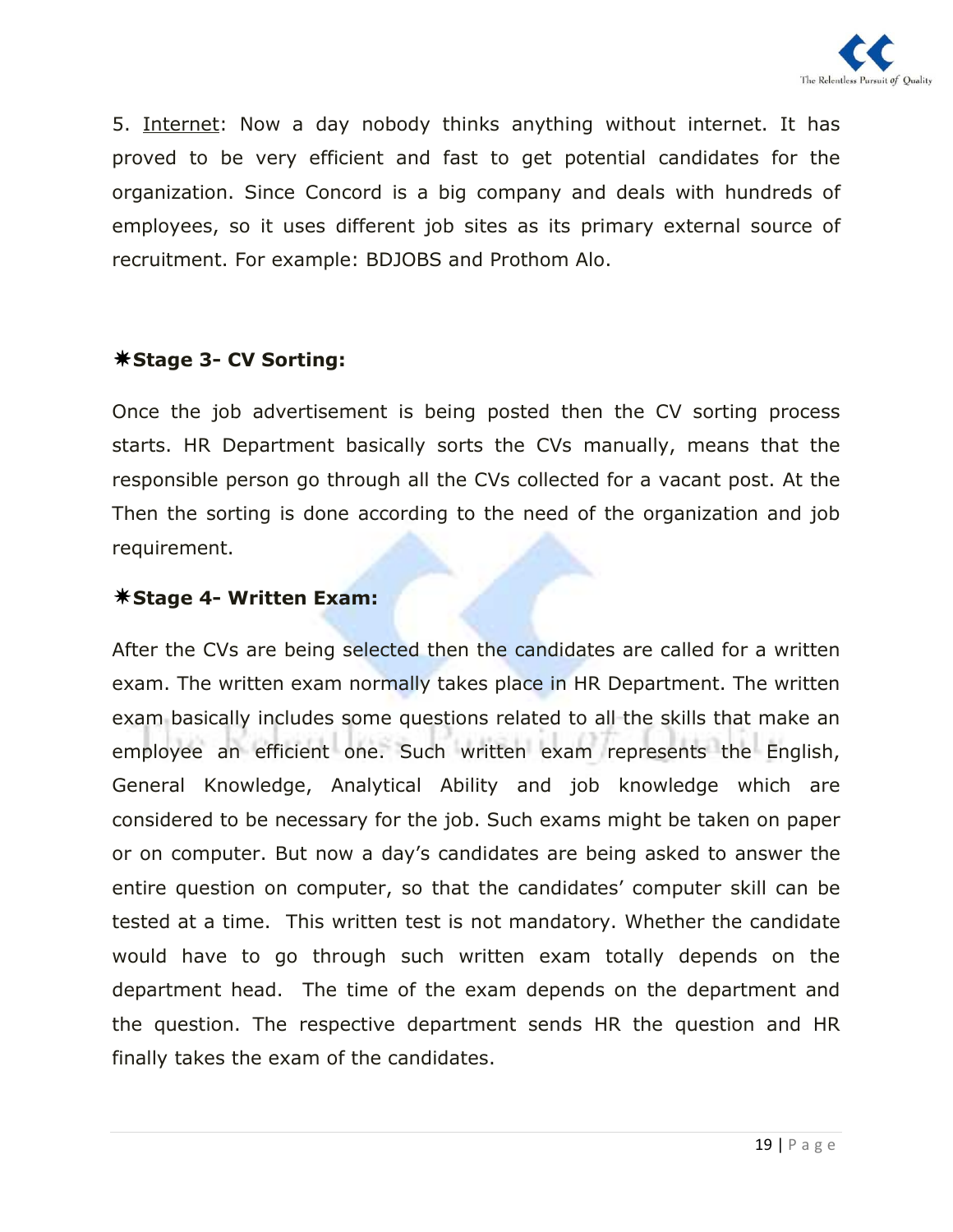5. Internet: Now a day nobody thinks anything without internet. It has proved to be very efficient and fast to get potential candidates for the organization. Since Concord is a big company and deals with hundreds of employees, so it uses different job sites as its primary external source of recruitment. For example: BDJOBS and Prothom Alo.

### ✷Stage 3- CV Sorting:

Once the job advertisement is being posted then the CV sorting process starts. HR Department basically sorts the CVs manually, means that the responsible person go through all the CVs collected for a vacant post. At the Then the sorting is done according to the need of the organization and job requirement.

### ✷Stage 4- Written Exam:

After the CVs are being selected then the candidates are called for a written exam. The written exam normally takes place in HR Department. The written exam basically includes some questions related to all the skills that make an employee an efficient one. Such written exam represents the English, General Knowledge, Analytical Ability and job knowledge which are considered to be necessary for the job. Such exams might be taken on paper or on computer. But now a day's candidates are being asked to answer the entire question on computer, so that the candidates' computer skill can be tested at a time. This written test is not mandatory. Whether the candidate would have to go through such written exam totally depends on the department head. The time of the exam depends on the department and the question. The respective department sends HR the question and HR finally takes the exam of the candidates.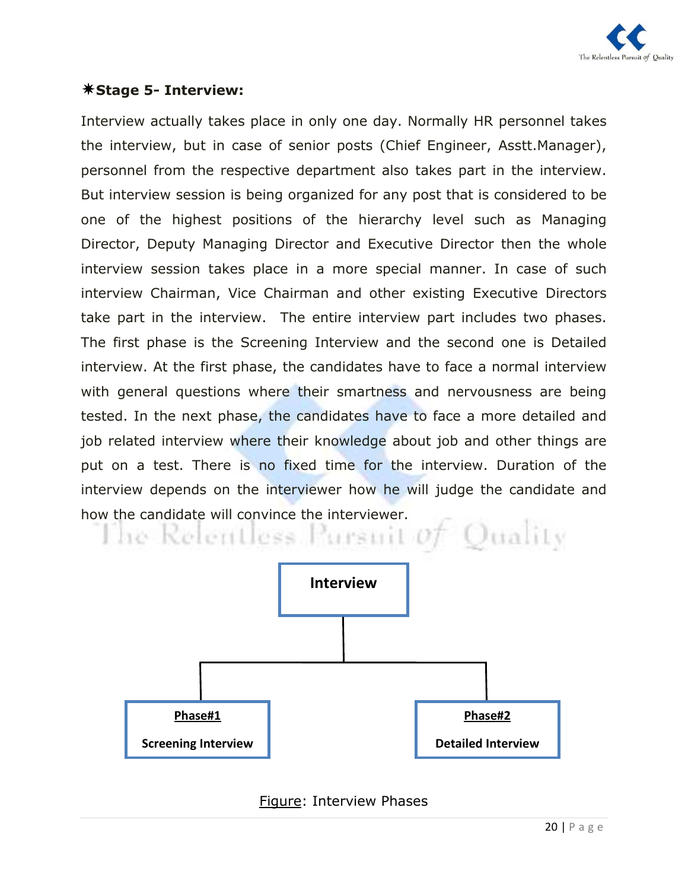### ✷Stage 5- Interview:

Interview actually takes place in only one day. Normally HR personnel takes the interview, but in case of senior posts (Chief Engineer, Asstt.Manager), personnel from the respective department also takes part in the interview. But interview session is being organized for any post that is considered to be one of the highest positions of the hierarchy level such as Managing Director, Deputy Managing Director and Executive Director then the whole interview session takes place in a more special manner. In case of such interview Chairman, Vice Chairman and other existing Executive Directors take part in the interview. The entire interview part includes two phases. The first phase is the Screening Interview and the second one is Detailed interview. At the first phase, the candidates have to face a normal interview with general questions where their smartness and nervousness are being tested. In the next phase, the candidates have to face a more detailed and job related interview where their knowledge about job and other things are put on a test. There is no fixed time for the interview. Duration of the interview depends on the interviewer how he will judge the candidate and how the candidate will convince the interviewer.

**Interview**

- **Phase#1** — **Screening Interview**
- **Phase#2** — **Detailed Interview**

Figure: Interview Phases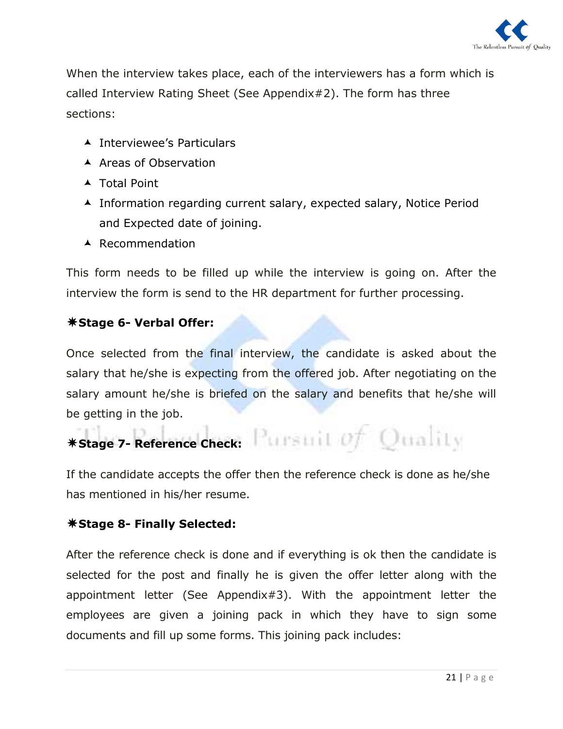When the interview takes place, each of the interviewers has a form which is called Interview Rating Sheet (See Appendix#2). The form has three sections:

- Interviewee's Particulars
- Areas of Observation
- Total Point
- Information regarding current salary, expected salary, Notice Period and Expected date of joining.
- Recommendation

This form needs to be filled up while the interview is going on. After the interview the form is send to the HR department for further processing.

### ✷Stage 6- Verbal Offer:

Once selected from the final interview, the candidate is asked about the salary that he/she is expecting from the offered job. After negotiating on the salary amount he/she is briefed on the salary and benefits that he/she will be getting in the job.

### ✷Stage 7- Reference Check:

If the candidate accepts the offer then the reference check is done as he/she has mentioned in his/her resume.

### ✷Stage 8- Finally Selected:

After the reference check is done and if everything is ok then the candidate is selected for the post and finally he is given the offer letter along with the appointment letter (See Appendix#3). With the appointment letter the employees are given a joining pack in which they have to sign some documents and fill up some forms. This joining pack includes: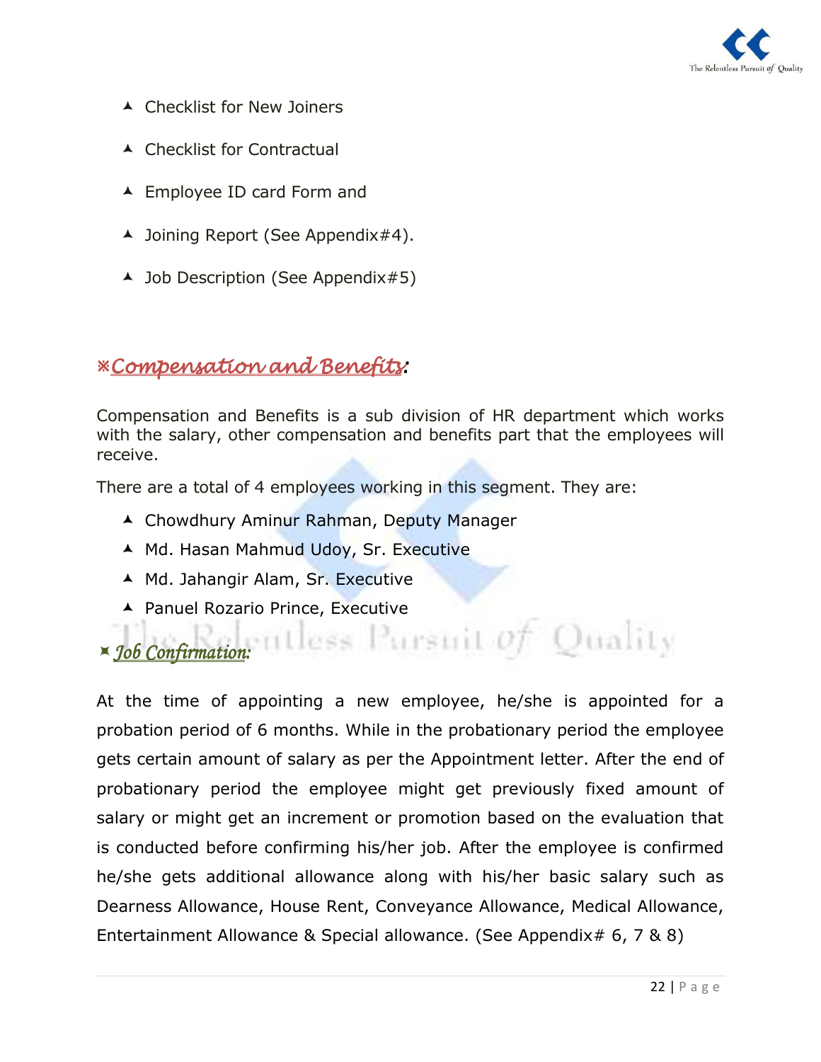- Checklist for New Joiners
- Checklist for Contractual
- Employee ID card Form and
- Joining Report (See Appendix#4).
- Job Description (See Appendix#5)

## ※*Compensation and Benefits*:

Compensation and Benefits is a sub division of HR department which works with the salary, other compensation and benefits part that the employees will receive.

There are a total of 4 employees working in this segment. They are:

- Chowdhury Aminur Rahman, Deputy Manager
- Md. Hasan Mahmud Udoy, Sr. Executive
- Md. Jahangir Alam, Sr. Executive
- Panuel Rozario Prince, Executive

### *Job Confirmation*:

At the time of appointing a new employee, he/she is appointed for a probation period of 6 months. While in the probationary period the employee gets certain amount of salary as per the Appointment letter. After the end of probationary period the employee might get previously fixed amount of salary or might get an increment or promotion based on the evaluation that is conducted before confirming his/her job. After the employee is confirmed he/she gets additional allowance along with his/her basic salary such as Dearness Allowance, House Rent, Conveyance Allowance, Medical Allowance, Entertainment Allowance & Special allowance. (See Appendix# 6, 7 & 8)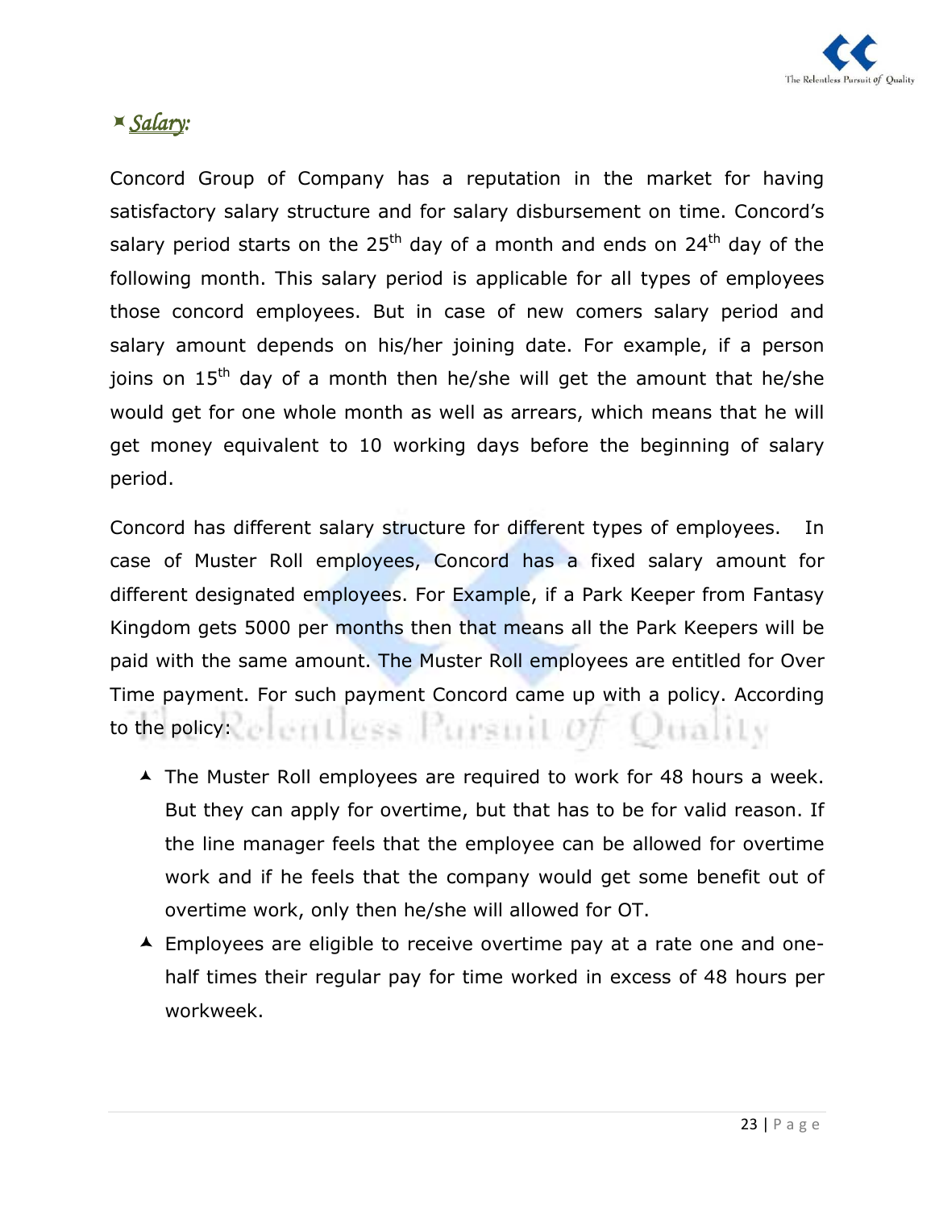## *Salary:*

Concord Group of Company has a reputation in the market for having satisfactory salary structure and for salary disbursement on time. Concord's salary period starts on the 25th day of a month and ends on 24th day of the following month. This salary period is applicable for all types of employees those concord employees. But in case of new comers salary period and salary amount depends on his/her joining date. For example, if a person joins on 15th day of a month then he/she will get the amount that he/she would get for one whole month as well as arrears, which means that he will get money equivalent to 10 working days before the beginning of salary period.

Concord has different salary structure for different types of employees. In case of Muster Roll employees, Concord has a fixed salary amount for different designated employees. For Example, if a Park Keeper from Fantasy Kingdom gets 5000 per months then that means all the Park Keepers will be paid with the same amount. The Muster Roll employees are entitled for Over Time payment. For such payment Concord came up with a policy. According to the policy:

- The Muster Roll employees are required to work for 48 hours a week. But they can apply for overtime, but that has to be for valid reason. If the line manager feels that the employee can be allowed for overtime work and if he feels that the company would get some benefit out of overtime work, only then he/she will allowed for OT.
- Employees are eligible to receive overtime pay at a rate one and one-half times their regular pay for time worked in excess of 48 hours per workweek.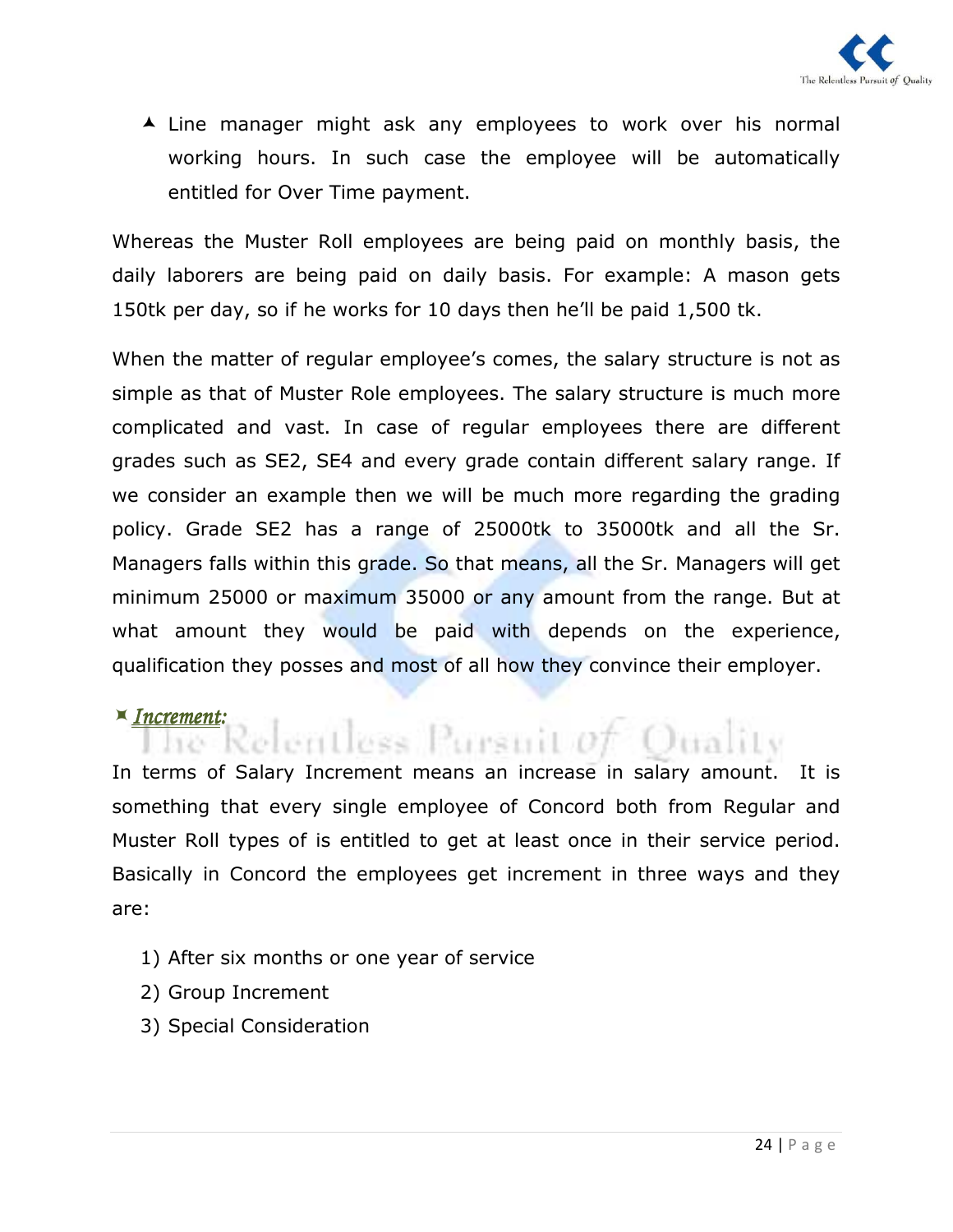- Line manager might ask any employees to work over his normal working hours. In such case the employee will be automatically entitled for Over Time payment.

Whereas the Muster Roll employees are being paid on monthly basis, the daily laborers are being paid on daily basis. For example: A mason gets 150tk per day, so if he works for 10 days then he'll be paid 1,500 tk.

When the matter of regular employee's comes, the salary structure is not as simple as that of Muster Role employees. The salary structure is much more complicated and vast. In case of regular employees there are different grades such as SE2, SE4 and every grade contain different salary range. If we consider an example then we will be much more regarding the grading policy. Grade SE2 has a range of 25000tk to 35000tk and all the Sr. Managers falls within this grade. So that means, all the Sr. Managers will get minimum 25000 or maximum 35000 or any amount from the range. But at what amount they would be paid with depends on the experience, qualification they posses and most of all how they convince their employer.

### *Increment:*

In terms of Salary Increment means an increase in salary amount. It is something that every single employee of Concord both from Regular and Muster Roll types of is entitled to get at least once in their service period. Basically in Concord the employees get increment in three ways and they are:

1) After six months or one year of service
2) Group Increment
3) Special Consideration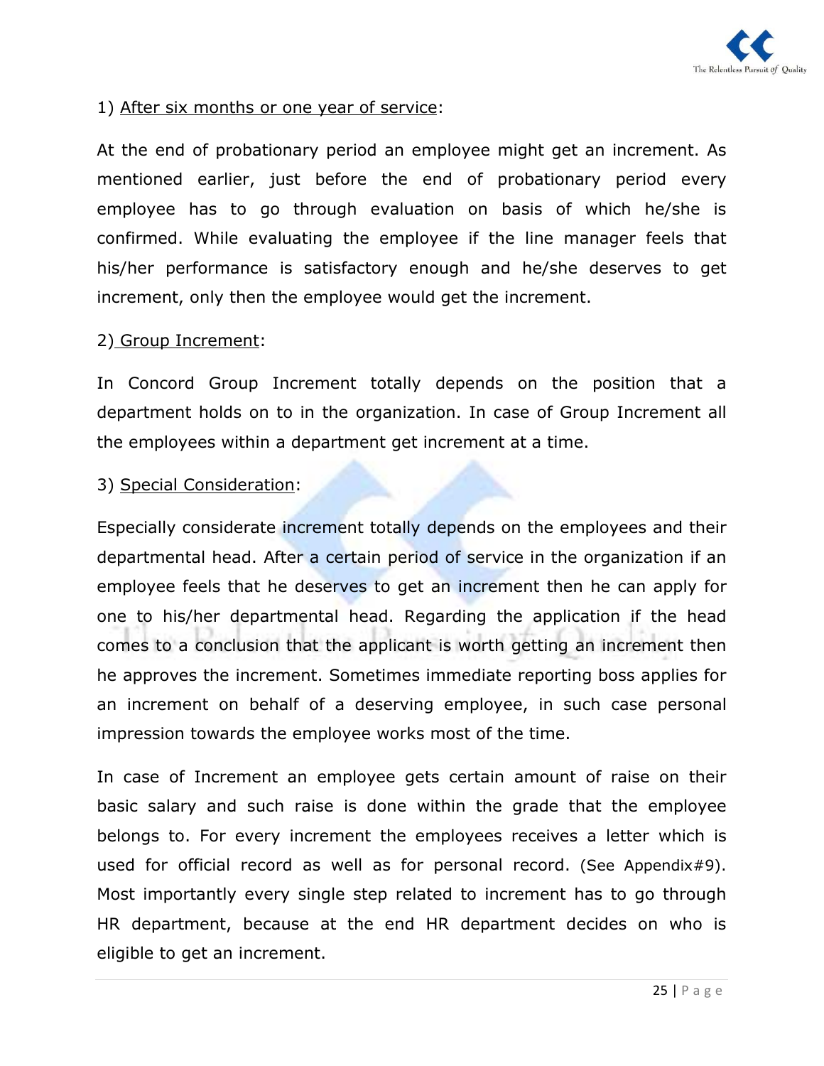1) <u>After six months or one year of service</u>:

At the end of probationary period an employee might get an increment. As mentioned earlier, just before the end of probationary period every employee has to go through evaluation on basis of which he/she is confirmed. While evaluating the employee if the line manager feels that his/her performance is satisfactory enough and he/she deserves to get increment, only then the employee would get the increment.

2) <u>Group Increment</u>:

In Concord Group Increment totally depends on the position that a department holds on to in the organization. In case of Group Increment all the employees within a department get increment at a time.

3) <u>Special Consideration</u>:

Especially considerate increment totally depends on the employees and their departmental head. After a certain period of service in the organization if an employee feels that he deserves to get an increment then he can apply for one to his/her departmental head. Regarding the application if the head comes to a conclusion that the applicant is worth getting an increment then he approves the increment. Sometimes immediate reporting boss applies for an increment on behalf of a deserving employee, in such case personal impression towards the employee works most of the time.

In case of Increment an employee gets certain amount of raise on their basic salary and such raise is done within the grade that the employee belongs to. For every increment the employees receives a letter which is used for official record as well as for personal record. (See Appendix#9). Most importantly every single step related to increment has to go through HR department, because at the end HR department decides on who is eligible to get an increment.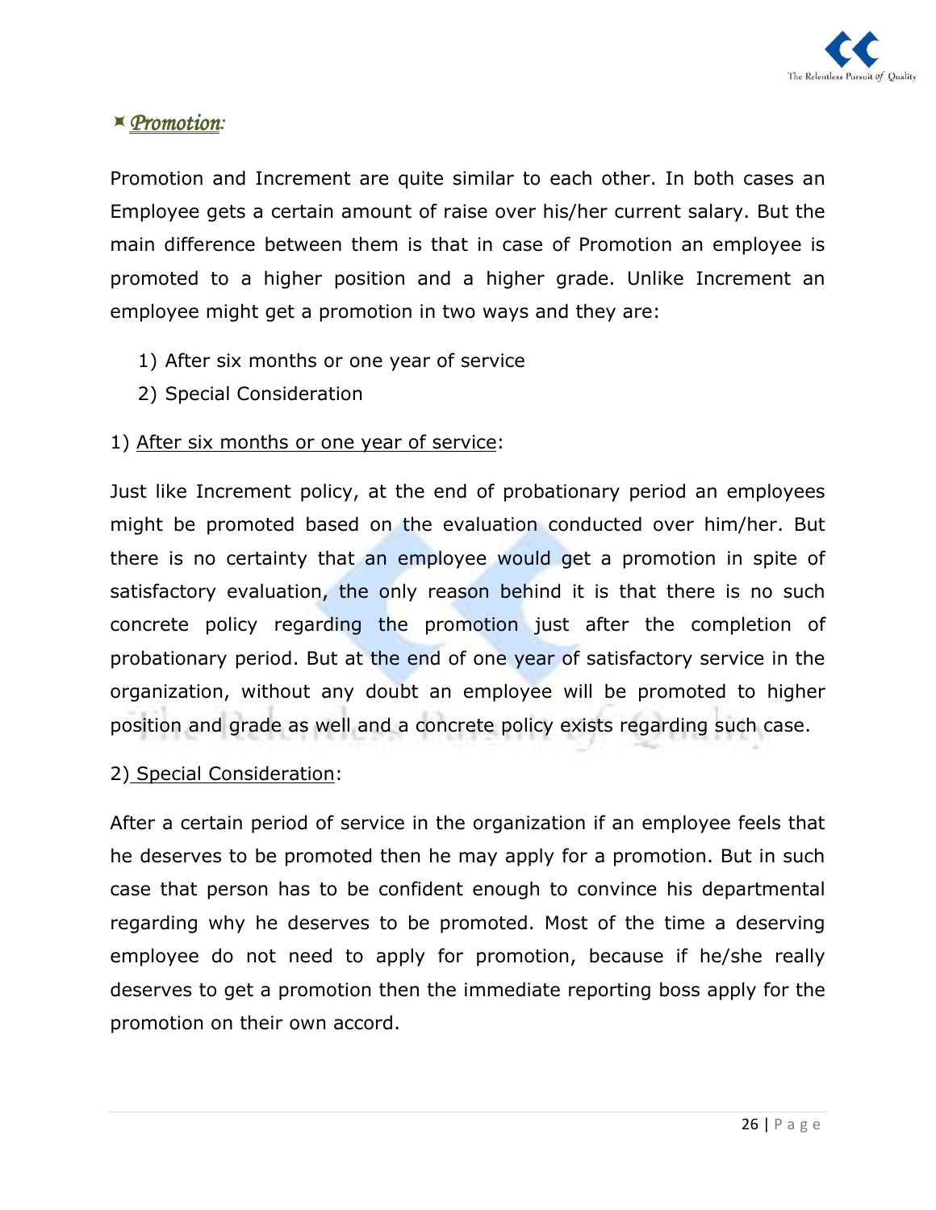## *Promotion*:

Promotion and Increment are quite similar to each other. In both cases an Employee gets a certain amount of raise over his/her current salary. But the main difference between them is that in case of Promotion an employee is promoted to a higher position and a higher grade. Unlike Increment an employee might get a promotion in two ways and they are:

1) After six months or one year of service
2) Special Consideration

1) After six months or one year of service:

Just like Increment policy, at the end of probationary period an employees might be promoted based on the evaluation conducted over him/her. But there is no certainty that an employee would get a promotion in spite of satisfactory evaluation, the only reason behind it is that there is no such concrete policy regarding the promotion just after the completion of probationary period. But at the end of one year of satisfactory service in the organization, without any doubt an employee will be promoted to higher position and grade as well and a concrete policy exists regarding such case.

2) Special Consideration:

After a certain period of service in the organization if an employee feels that he deserves to be promoted then he may apply for a promotion. But in such case that person has to be confident enough to convince his departmental regarding why he deserves to be promoted. Most of the time a deserving employee do not need to apply for promotion, because if he/she really deserves to get a promotion then the immediate reporting boss apply for the promotion on their own accord.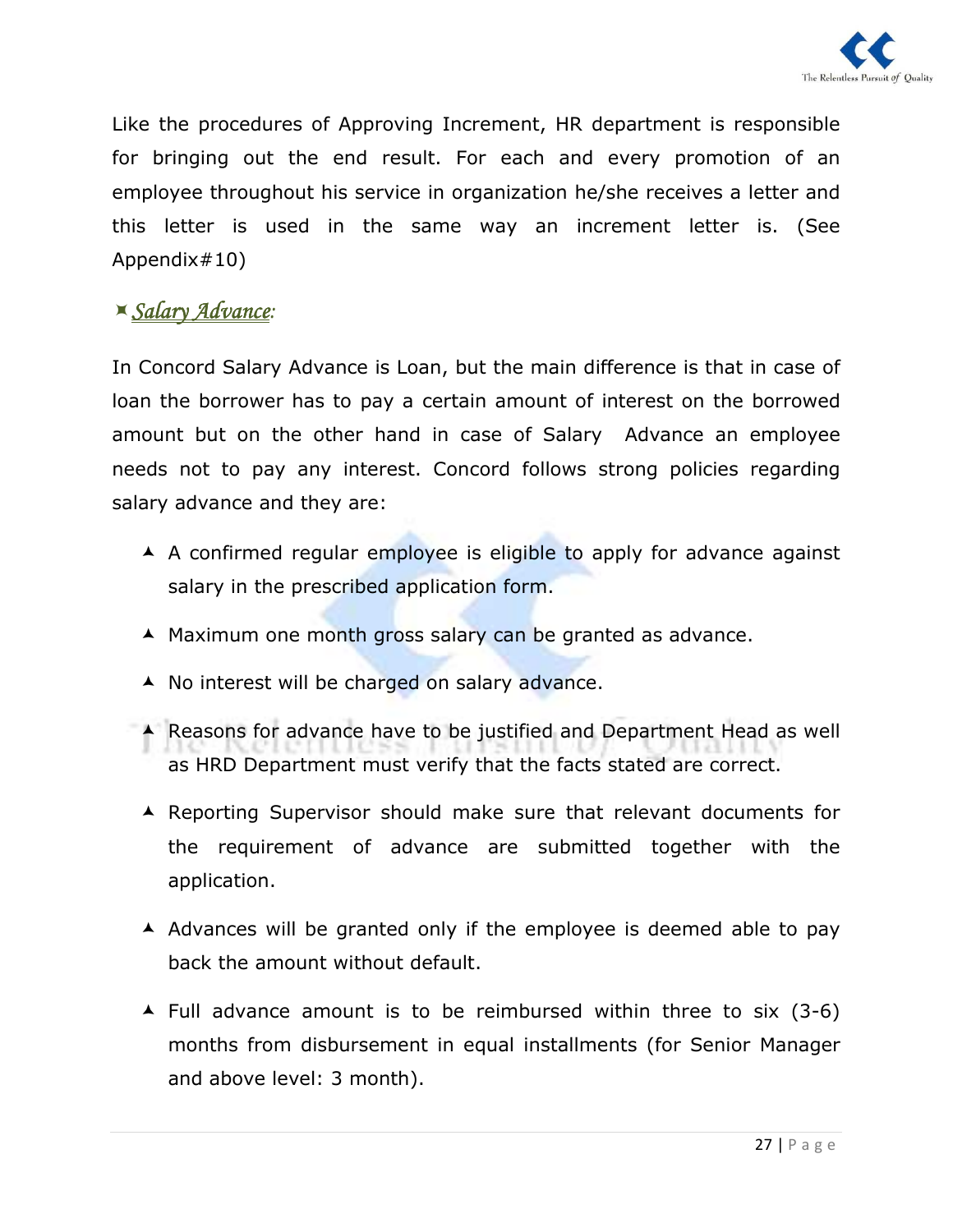Like the procedures of Approving Increment, HR department is responsible for bringing out the end result. For each and every promotion of an employee throughout his service in organization he/she receives a letter and this letter is used in the same way an increment letter is. (See Appendix#10)

### *Salary Advance*:

In Concord Salary Advance is Loan, but the main difference is that in case of loan the borrower has to pay a certain amount of interest on the borrowed amount but on the other hand in case of Salary Advance an employee needs not to pay any interest. Concord follows strong policies regarding salary advance and they are:

- A confirmed regular employee is eligible to apply for advance against salary in the prescribed application form.
- Maximum one month gross salary can be granted as advance.
- No interest will be charged on salary advance.
- Reasons for advance have to be justified and Department Head as well as HRD Department must verify that the facts stated are correct.
- Reporting Supervisor should make sure that relevant documents for the requirement of advance are submitted together with the application.
- Advances will be granted only if the employee is deemed able to pay back the amount without default.
- Full advance amount is to be reimbursed within three to six (3-6) months from disbursement in equal installments (for Senior Manager and above level: 3 month).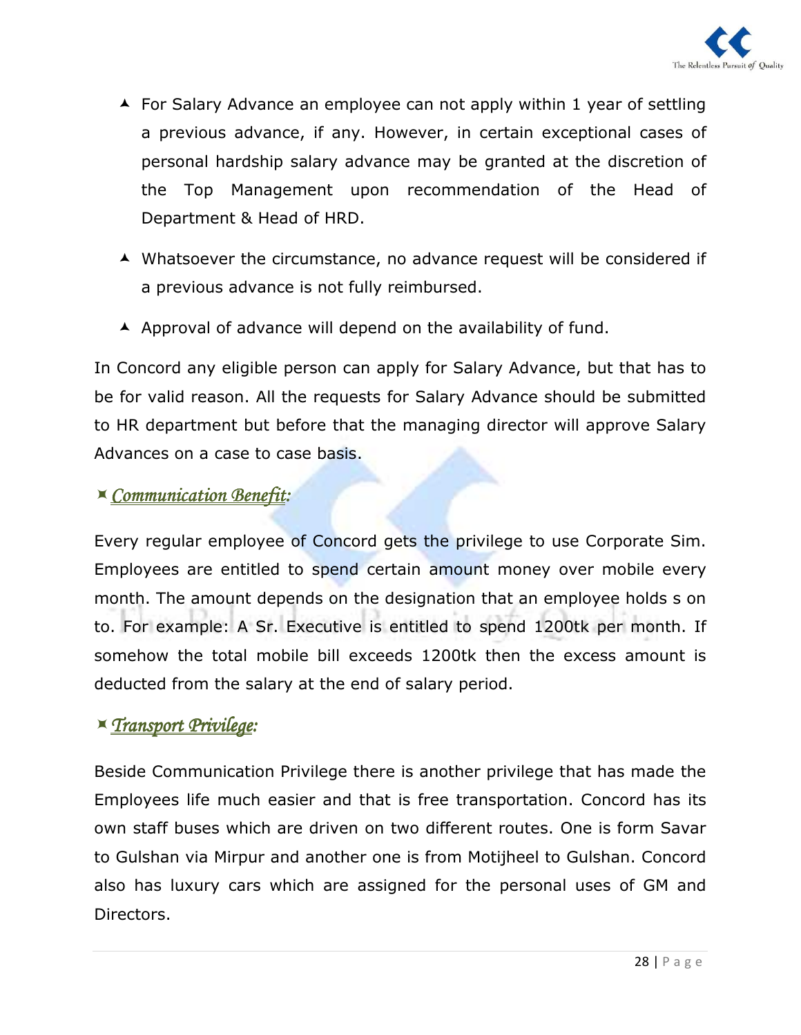- For Salary Advance an employee can not apply within 1 year of settling a previous advance, if any. However, in certain exceptional cases of personal hardship salary advance may be granted at the discretion of the Top Management upon recommendation of the Head of Department & Head of HRD.
- Whatsoever the circumstance, no advance request will be considered if a previous advance is not fully reimbursed.
- Approval of advance will depend on the availability of fund.

In Concord any eligible person can apply for Salary Advance, but that has to be for valid reason. All the requests for Salary Advance should be submitted to HR department but before that the managing director will approve Salary Advances on a case to case basis.

### *Communication Benefit:*

Every regular employee of Concord gets the privilege to use Corporate Sim. Employees are entitled to spend certain amount money over mobile every month. The amount depends on the designation that an employee holds s on to. For example: A Sr. Executive is entitled to spend 1200tk per month. If somehow the total mobile bill exceeds 1200tk then the excess amount is deducted from the salary at the end of salary period.

### *Transport Privilege:*

Beside Communication Privilege there is another privilege that has made the Employees life much easier and that is free transportation. Concord has its own staff buses which are driven on two different routes. One is form Savar to Gulshan via Mirpur and another one is from Motijheel to Gulshan. Concord also has luxury cars which are assigned for the personal uses of GM and Directors.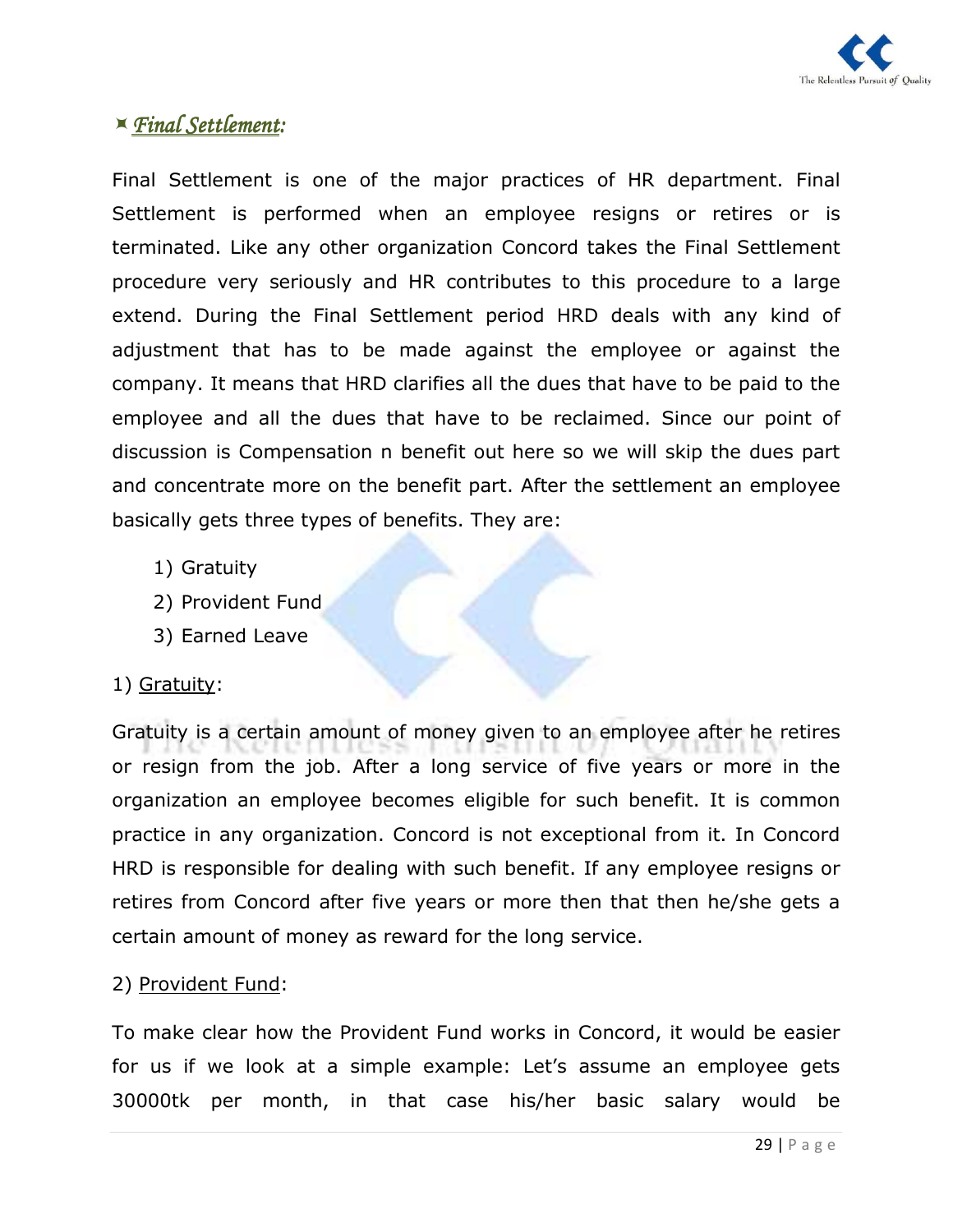## *Final Settlement:*

Final Settlement is one of the major practices of HR department. Final Settlement is performed when an employee resigns or retires or is terminated. Like any other organization Concord takes the Final Settlement procedure very seriously and HR contributes to this procedure to a large extend. During the Final Settlement period HRD deals with any kind of adjustment that has to be made against the employee or against the company. It means that HRD clarifies all the dues that have to be paid to the employee and all the dues that have to be reclaimed. Since our point of discussion is Compensation n benefit out here so we will skip the dues part and concentrate more on the benefit part. After the settlement an employee basically gets three types of benefits. They are:

1) Gratuity
2) Provident Fund
3) Earned Leave

1) Gratuity:

Gratuity is a certain amount of money given to an employee after he retires or resign from the job. After a long service of five years or more in the organization an employee becomes eligible for such benefit. It is common practice in any organization. Concord is not exceptional from it. In Concord HRD is responsible for dealing with such benefit. If any employee resigns or retires from Concord after five years or more then that then he/she gets a certain amount of money as reward for the long service.

2) Provident Fund:

To make clear how the Provident Fund works in Concord, it would be easier for us if we look at a simple example: Let's assume an employee gets 30000tk per month, in that case his/her basic salary would be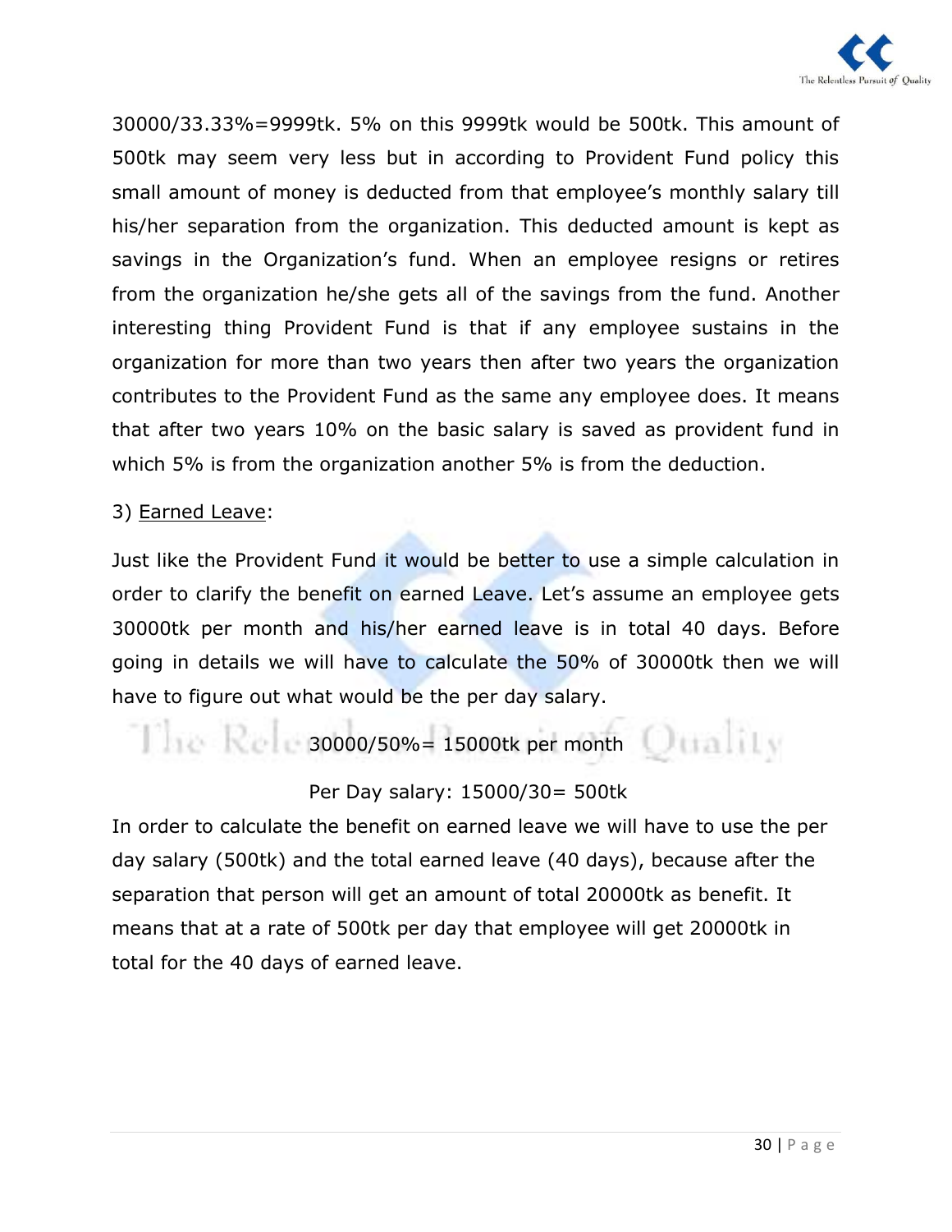30000/33.33%=9999tk. 5% on this 9999tk would be 500tk. This amount of 500tk may seem very less but in according to Provident Fund policy this small amount of money is deducted from that employee's monthly salary till his/her separation from the organization. This deducted amount is kept as savings in the Organization's fund. When an employee resigns or retires from the organization he/she gets all of the savings from the fund. Another interesting thing Provident Fund is that if any employee sustains in the organization for more than two years then after two years the organization contributes to the Provident Fund as the same any employee does. It means that after two years 10% on the basic salary is saved as provident fund in which 5% is from the organization another 5% is from the deduction.

3) <u>Earned Leave</u>:

Just like the Provident Fund it would be better to use a simple calculation in order to clarify the benefit on earned Leave. Let's assume an employee gets 30000tk per month and his/her earned leave is in total 40 days. Before going in details we will have to calculate the 50% of 30000tk then we will have to figure out what would be the per day salary.

30000/50%= 15000tk per month

Per Day salary: 15000/30= 500tk

In order to calculate the benefit on earned leave we will have to use the per day salary (500tk) and the total earned leave (40 days), because after the separation that person will get an amount of total 20000tk as benefit. It means that at a rate of 500tk per day that employee will get 20000tk in total for the 40 days of earned leave.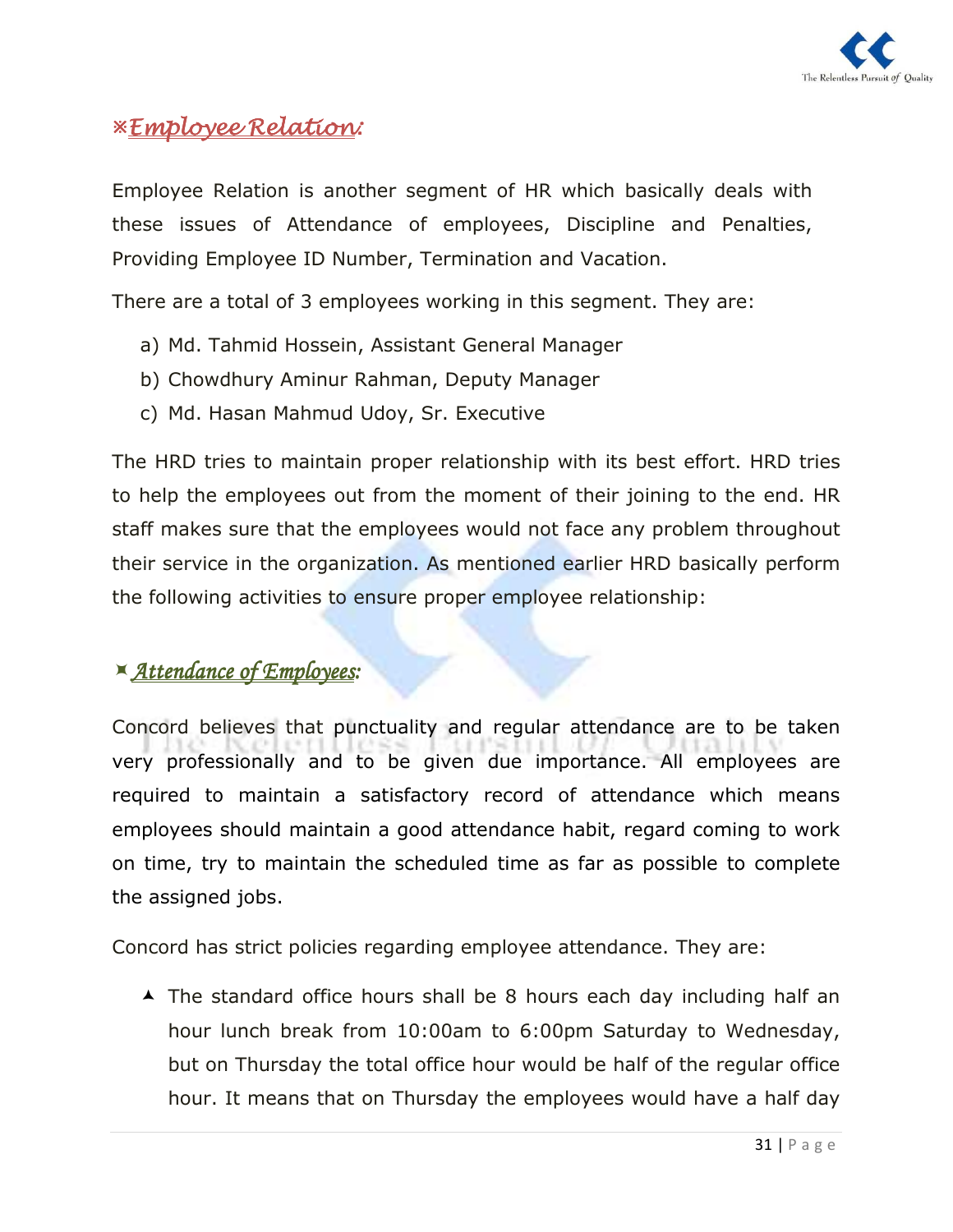## ※Employee Relation:

Employee Relation is another segment of HR which basically deals with these issues of Attendance of employees, Discipline and Penalties, Providing Employee ID Number, Termination and Vacation.

There are a total of 3 employees working in this segment. They are:

a) Md. Tahmid Hossein, Assistant General Manager
b) Chowdhury Aminur Rahman, Deputy Manager
c) Md. Hasan Mahmud Udoy, Sr. Executive

The HRD tries to maintain proper relationship with its best effort. HRD tries to help the employees out from the moment of their joining to the end. HR staff makes sure that the employees would not face any problem throughout their service in the organization. As mentioned earlier HRD basically perform the following activities to ensure proper employee relationship:

### *Attendance of Employees:*

Concord believes that punctuality and regular attendance are to be taken very professionally and to be given due importance. All employees are required to maintain a satisfactory record of attendance which means employees should maintain a good attendance habit, regard coming to work on time, try to maintain the scheduled time as far as possible to complete the assigned jobs.

Concord has strict policies regarding employee attendance. They are:

- The standard office hours shall be 8 hours each day including half an hour lunch break from 10:00am to 6:00pm Saturday to Wednesday, but on Thursday the total office hour would be half of the regular office hour. It means that on Thursday the employees would have a half day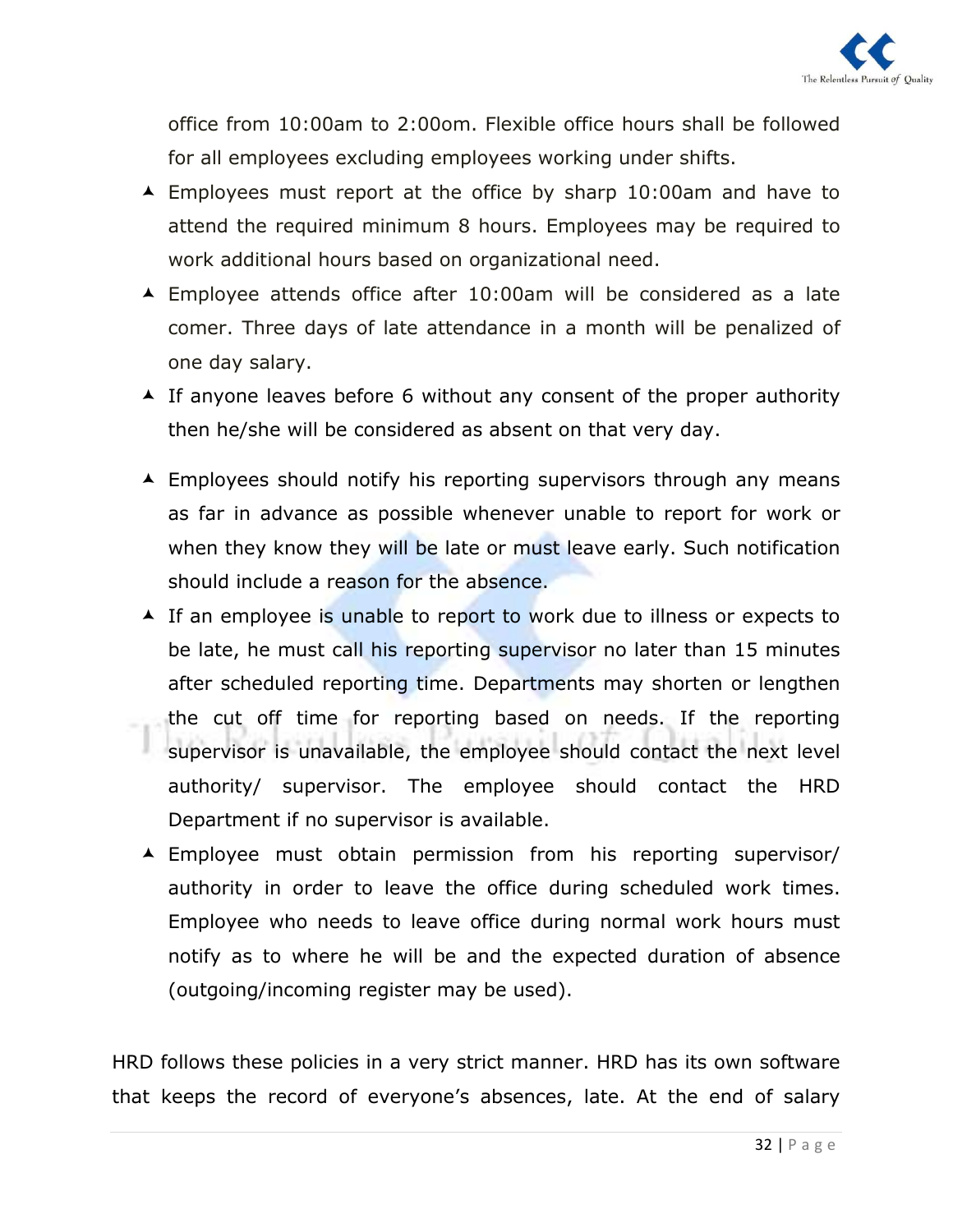office from 10:00am to 2:00om. Flexible office hours shall be followed for all employees excluding employees working under shifts.

- Employees must report at the office by sharp 10:00am and have to attend the required minimum 8 hours. Employees may be required to work additional hours based on organizational need.
- Employee attends office after 10:00am will be considered as a late comer. Three days of late attendance in a month will be penalized of one day salary.
- If anyone leaves before 6 without any consent of the proper authority then he/she will be considered as absent on that very day.
- Employees should notify his reporting supervisors through any means as far in advance as possible whenever unable to report for work or when they know they will be late or must leave early. Such notification should include a reason for the absence.
- If an employee is unable to report to work due to illness or expects to be late, he must call his reporting supervisor no later than 15 minutes after scheduled reporting time. Departments may shorten or lengthen the cut off time for reporting based on needs. If the reporting supervisor is unavailable, the employee should contact the next level authority/ supervisor. The employee should contact the HRD Department if no supervisor is available.
- Employee must obtain permission from his reporting supervisor/ authority in order to leave the office during scheduled work times. Employee who needs to leave office during normal work hours must notify as to where he will be and the expected duration of absence (outgoing/incoming register may be used).

HRD follows these policies in a very strict manner. HRD has its own software that keeps the record of everyone's absences, late. At the end of salary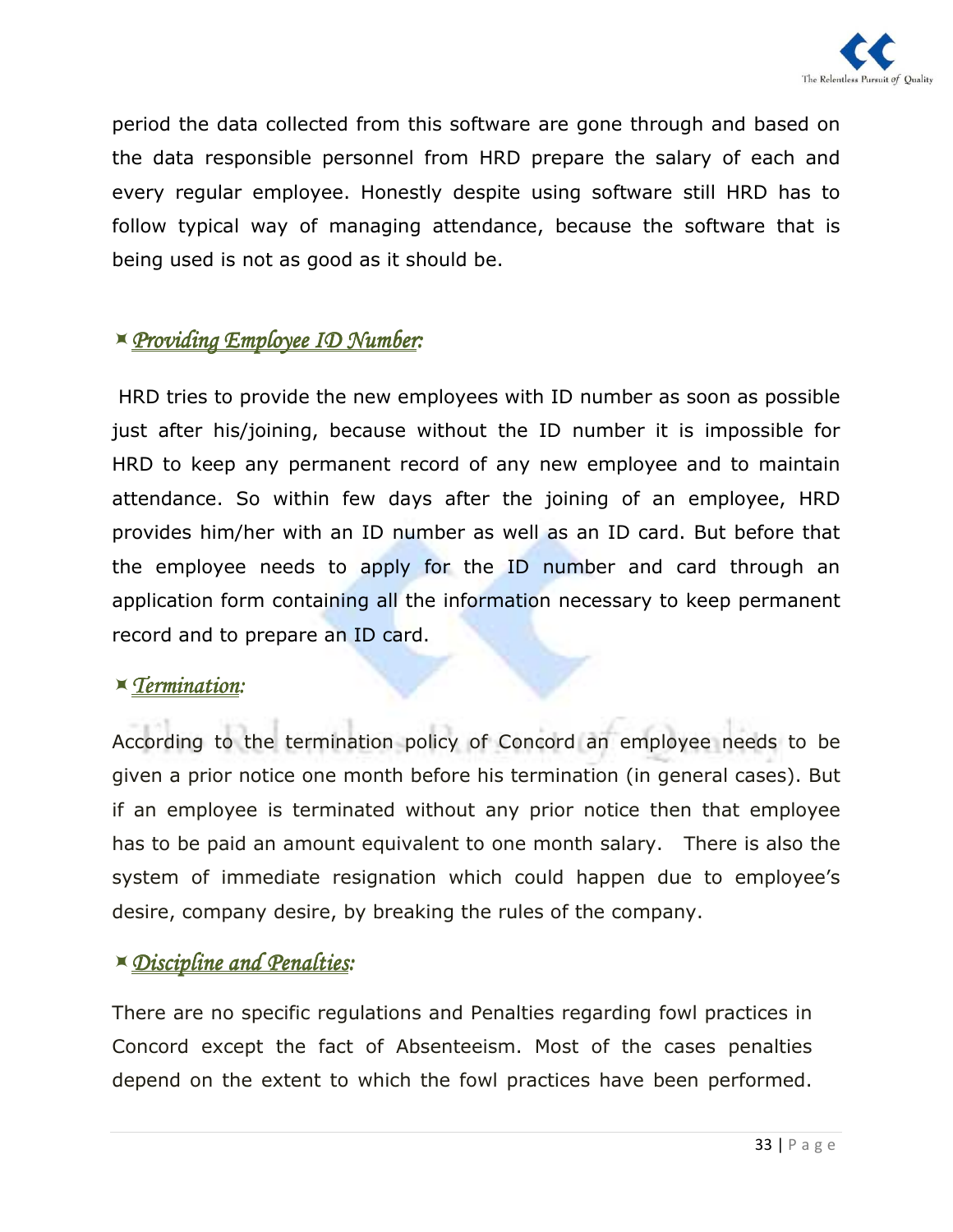period the data collected from this software are gone through and based on the data responsible personnel from HRD prepare the salary of each and every regular employee. Honestly despite using software still HRD has to follow typical way of managing attendance, because the software that is being used is not as good as it should be.

### *Providing Employee ID Number:*

HRD tries to provide the new employees with ID number as soon as possible just after his/joining, because without the ID number it is impossible for HRD to keep any permanent record of any new employee and to maintain attendance. So within few days after the joining of an employee, HRD provides him/her with an ID number as well as an ID card. But before that the employee needs to apply for the ID number and card through an application form containing all the information necessary to keep permanent record and to prepare an ID card.

### *Termination:*

According to the termination policy of Concord an employee needs to be given a prior notice one month before his termination (in general cases). But if an employee is terminated without any prior notice then that employee has to be paid an amount equivalent to one month salary. There is also the system of immediate resignation which could happen due to employee's desire, company desire, by breaking the rules of the company.

### *Discipline and Penalties:*

There are no specific regulations and Penalties regarding fowl practices in Concord except the fact of Absenteeism. Most of the cases penalties depend on the extent to which the fowl practices have been performed.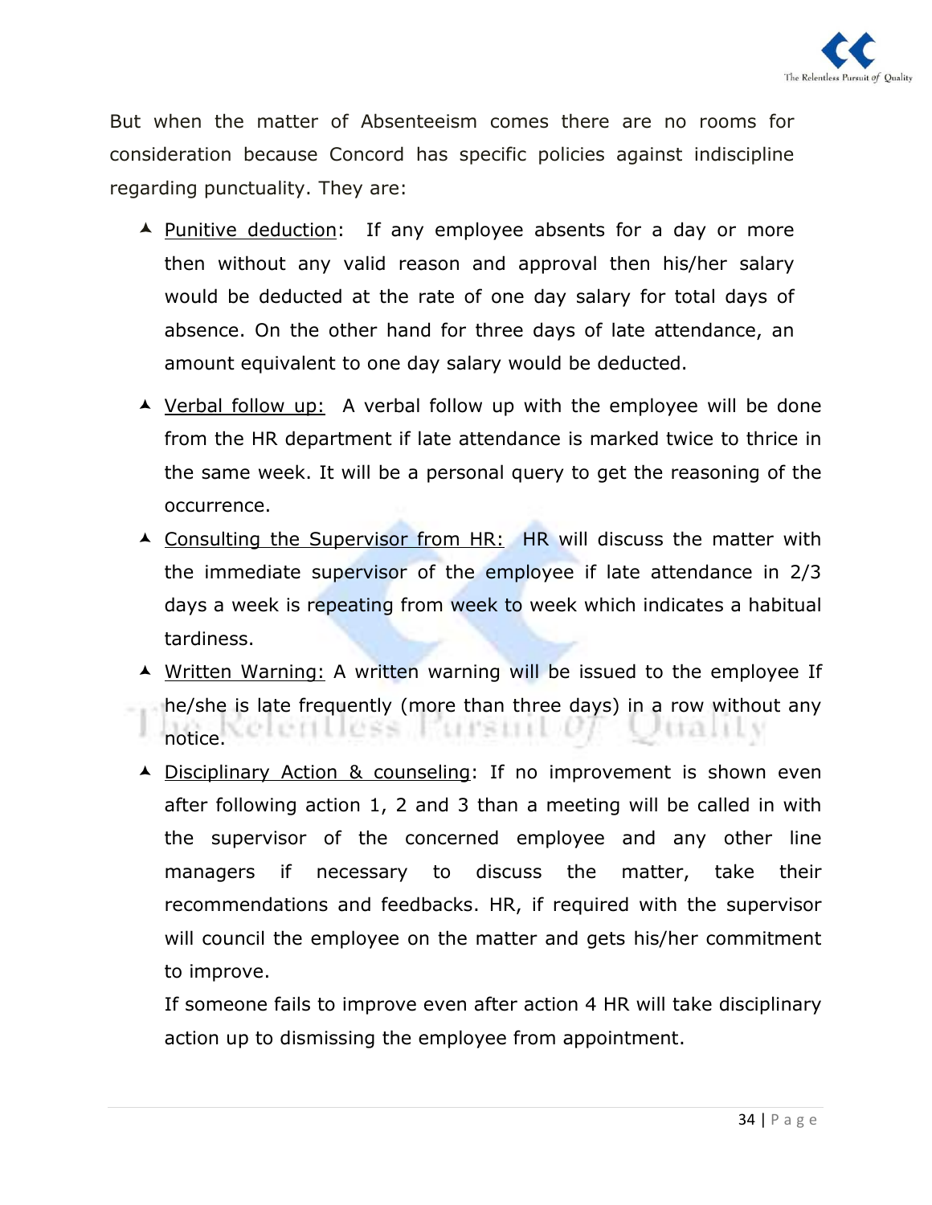But when the matter of Absenteeism comes there are no rooms for consideration because Concord has specific policies against indiscipline regarding punctuality. They are:

- <u>Punitive deduction</u>: If any employee absents for a day or more then without any valid reason and approval then his/her salary would be deducted at the rate of one day salary for total days of absence. On the other hand for three days of late attendance, an amount equivalent to one day salary would be deducted.
- <u>Verbal follow up:</u> A verbal follow up with the employee will be done from the HR department if late attendance is marked twice to thrice in the same week. It will be a personal query to get the reasoning of the occurrence.
- <u>Consulting the Supervisor from HR:</u> HR will discuss the matter with the immediate supervisor of the employee if late attendance in 2/3 days a week is repeating from week to week which indicates a habitual tardiness.
- <u>Written Warning:</u> A written warning will be issued to the employee If he/she is late frequently (more than three days) in a row without any notice.
- <u>Disciplinary Action & counseling</u>: If no improvement is shown even after following action 1, 2 and 3 than a meeting will be called in with the supervisor of the concerned employee and any other line managers if necessary to discuss the matter, take their recommendations and feedbacks. HR, if required with the supervisor will council the employee on the matter and gets his/her commitment to improve.

  If someone fails to improve even after action 4 HR will take disciplinary action up to dismissing the employee from appointment.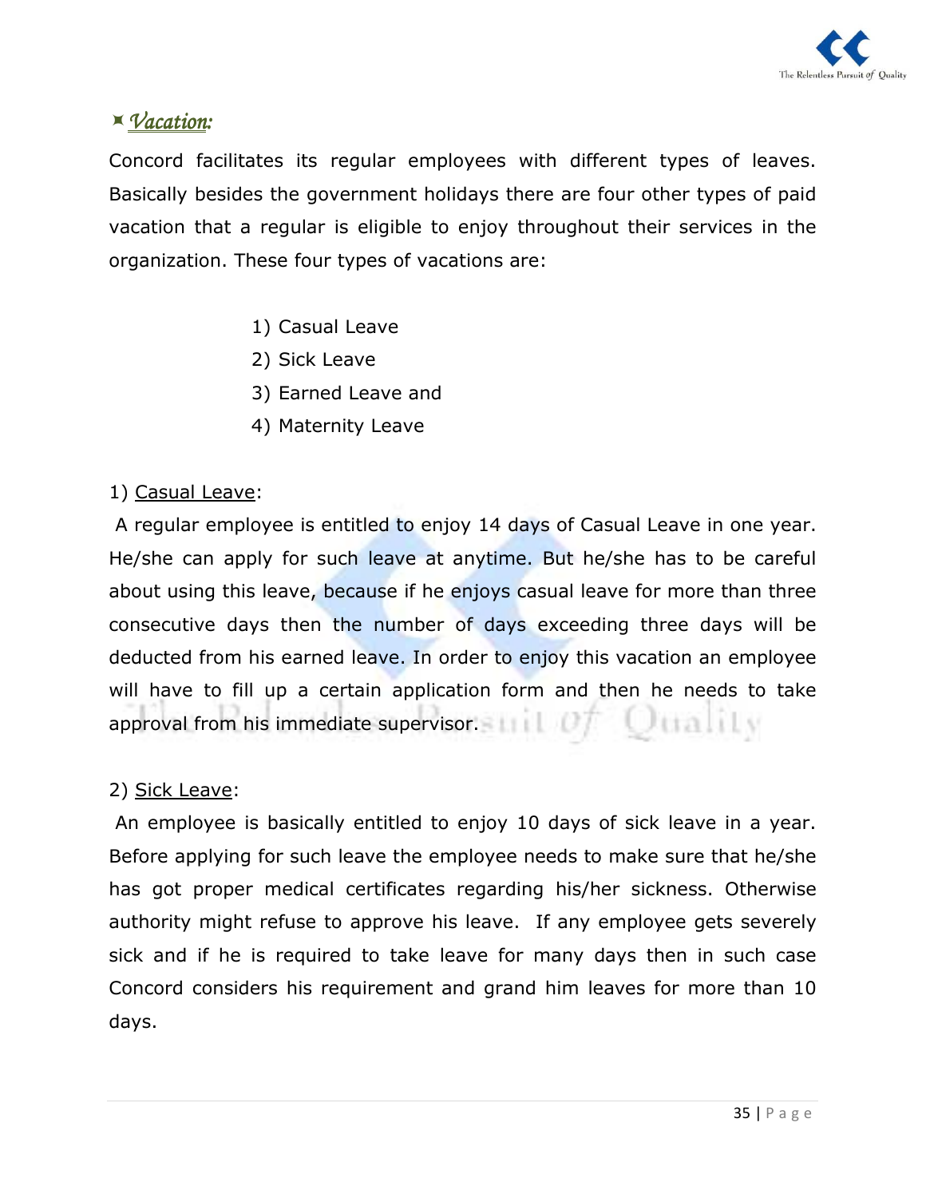## *Vacation:*

Concord facilitates its regular employees with different types of leaves. Basically besides the government holidays there are four other types of paid vacation that a regular is eligible to enjoy throughout their services in the organization. These four types of vacations are:

1) Casual Leave
2) Sick Leave
3) Earned Leave and
4) Maternity Leave

1) Casual Leave:

A regular employee is entitled to enjoy 14 days of Casual Leave in one year. He/she can apply for such leave at anytime. But he/she has to be careful about using this leave, because if he enjoys casual leave for more than three consecutive days then the number of days exceeding three days will be deducted from his earned leave. In order to enjoy this vacation an employee will have to fill up a certain application form and then he needs to take approval from his immediate supervisor.

2) Sick Leave:

An employee is basically entitled to enjoy 10 days of sick leave in a year. Before applying for such leave the employee needs to make sure that he/she has got proper medical certificates regarding his/her sickness. Otherwise authority might refuse to approve his leave. If any employee gets severely sick and if he is required to take leave for many days then in such case Concord considers his requirement and grand him leaves for more than 10 days.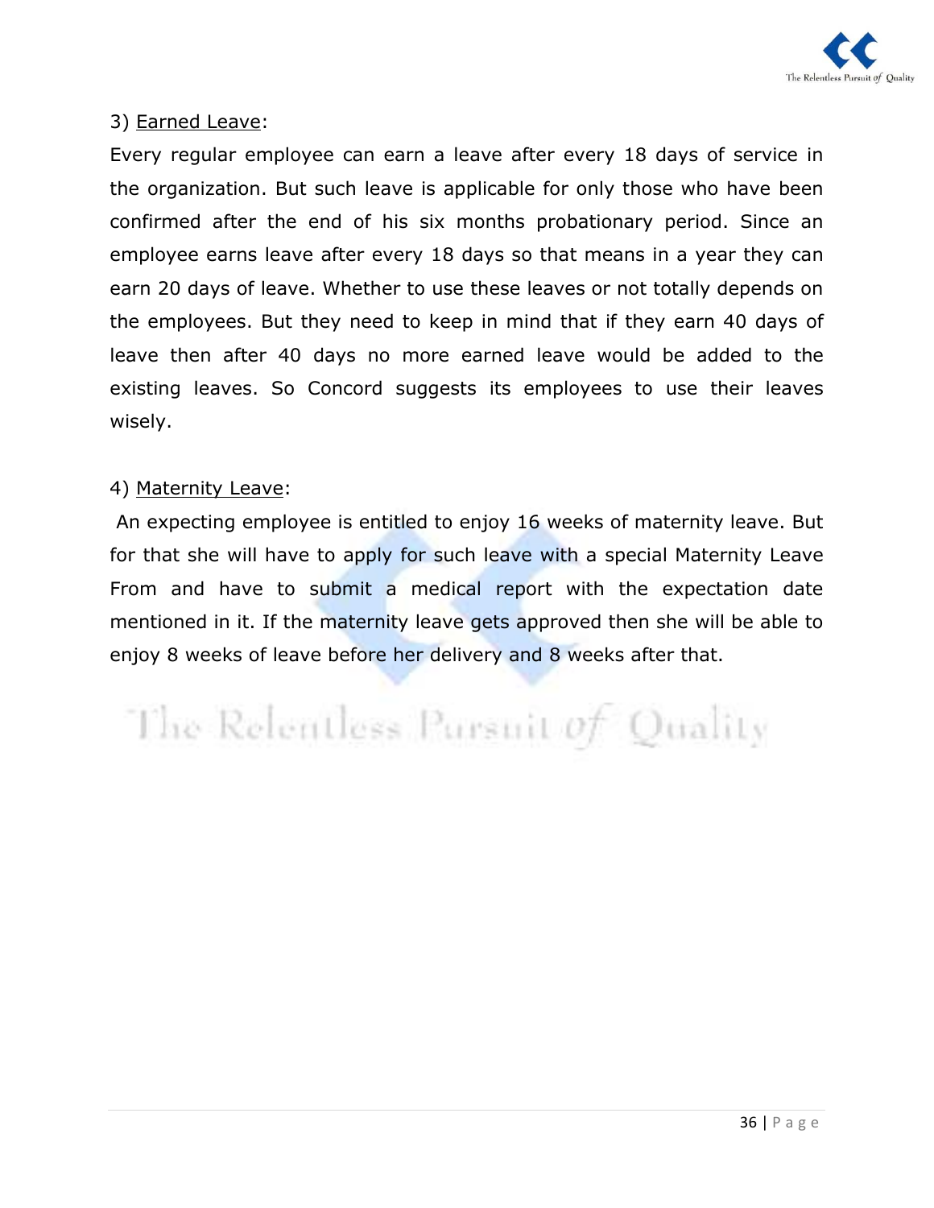3) Earned Leave:

Every regular employee can earn a leave after every 18 days of service in the organization. But such leave is applicable for only those who have been confirmed after the end of his six months probationary period. Since an employee earns leave after every 18 days so that means in a year they can earn 20 days of leave. Whether to use these leaves or not totally depends on the employees. But they need to keep in mind that if they earn 40 days of leave then after 40 days no more earned leave would be added to the existing leaves. So Concord suggests its employees to use their leaves wisely.

4) Maternity Leave:

An expecting employee is entitled to enjoy 16 weeks of maternity leave. But for that she will have to apply for such leave with a special Maternity Leave From and have to submit a medical report with the expectation date mentioned in it. If the maternity leave gets approved then she will be able to enjoy 8 weeks of leave before her delivery and 8 weeks after that.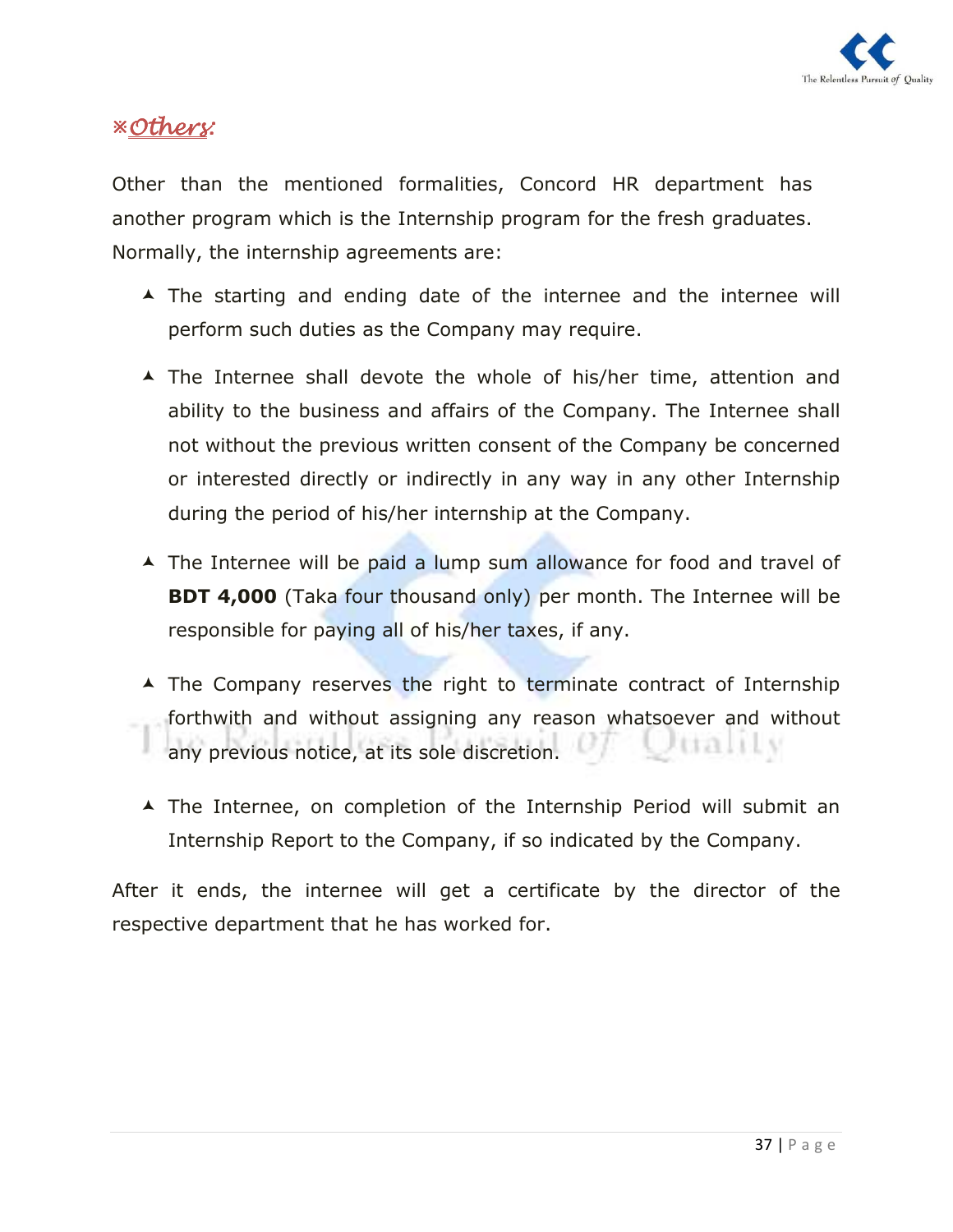## ※Others:

Other than the mentioned formalities, Concord HR department has another program which is the Internship program for the fresh graduates. Normally, the internship agreements are:

- The starting and ending date of the internee and the internee will perform such duties as the Company may require.
- The Internee shall devote the whole of his/her time, attention and ability to the business and affairs of the Company. The Internee shall not without the previous written consent of the Company be concerned or interested directly or indirectly in any way in any other Internship during the period of his/her internship at the Company.
- The Internee will be paid a lump sum allowance for food and travel of **BDT 4,000** (Taka four thousand only) per month. The Internee will be responsible for paying all of his/her taxes, if any.
- The Company reserves the right to terminate contract of Internship forthwith and without assigning any reason whatsoever and without any previous notice, at its sole discretion.
- The Internee, on completion of the Internship Period will submit an Internship Report to the Company, if so indicated by the Company.

After it ends, the internee will get a certificate by the director of the respective department that he has worked for.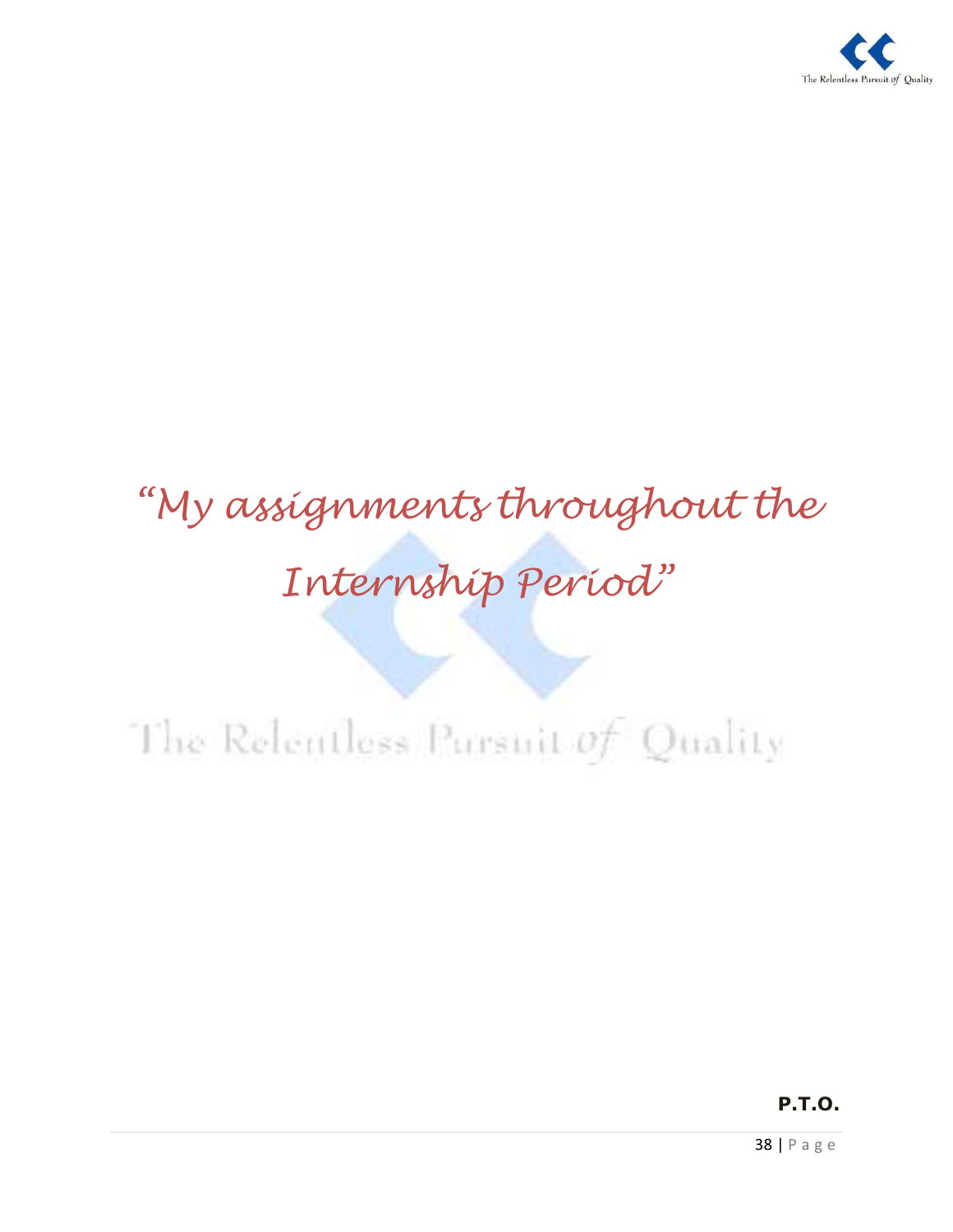# *"My assignments throughout the Internship Period"*

**P.T.O.**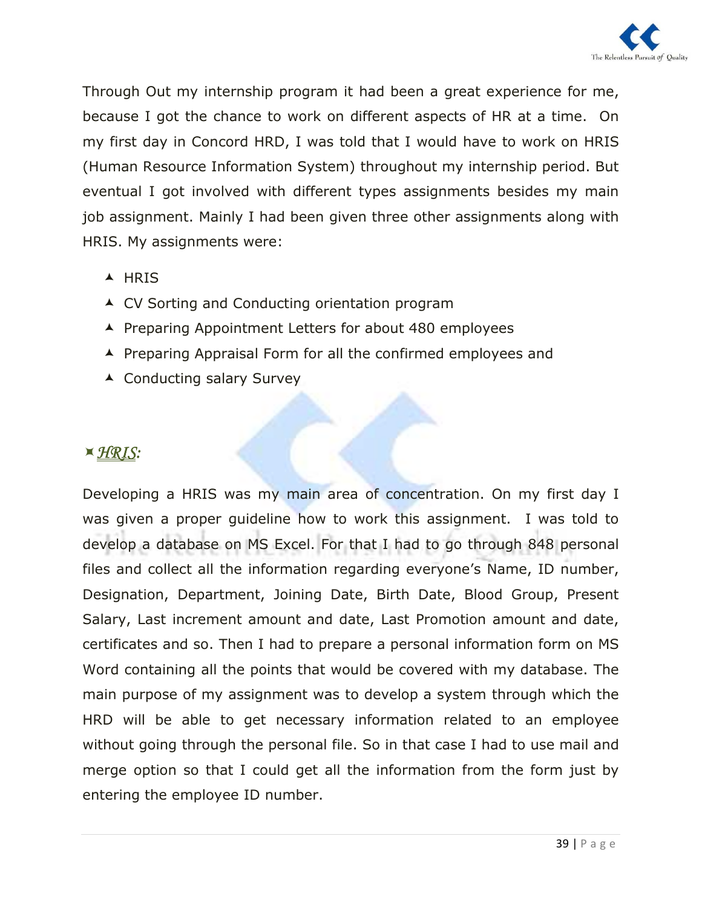Through Out my internship program it had been a great experience for me, because I got the chance to work on different aspects of HR at a time. On my first day in Concord HRD, I was told that I would have to work on HRIS (Human Resource Information System) throughout my internship period. But eventual I got involved with different types assignments besides my main job assignment. Mainly I had been given three other assignments along with HRIS. My assignments were:

- HRIS
- CV Sorting and Conducting orientation program
- Preparing Appointment Letters for about 480 employees
- Preparing Appraisal Form for all the confirmed employees and
- Conducting salary Survey

## *HRIS:*

Developing a HRIS was my main area of concentration. On my first day I was given a proper guideline how to work this assignment. I was told to develop a database on MS Excel. For that I had to go through 848 personal files and collect all the information regarding everyone's Name, ID number, Designation, Department, Joining Date, Birth Date, Blood Group, Present Salary, Last increment amount and date, Last Promotion amount and date, certificates and so. Then I had to prepare a personal information form on MS Word containing all the points that would be covered with my database. The main purpose of my assignment was to develop a system through which the HRD will be able to get necessary information related to an employee without going through the personal file. So in that case I had to use mail and merge option so that I could get all the information from the form just by entering the employee ID number.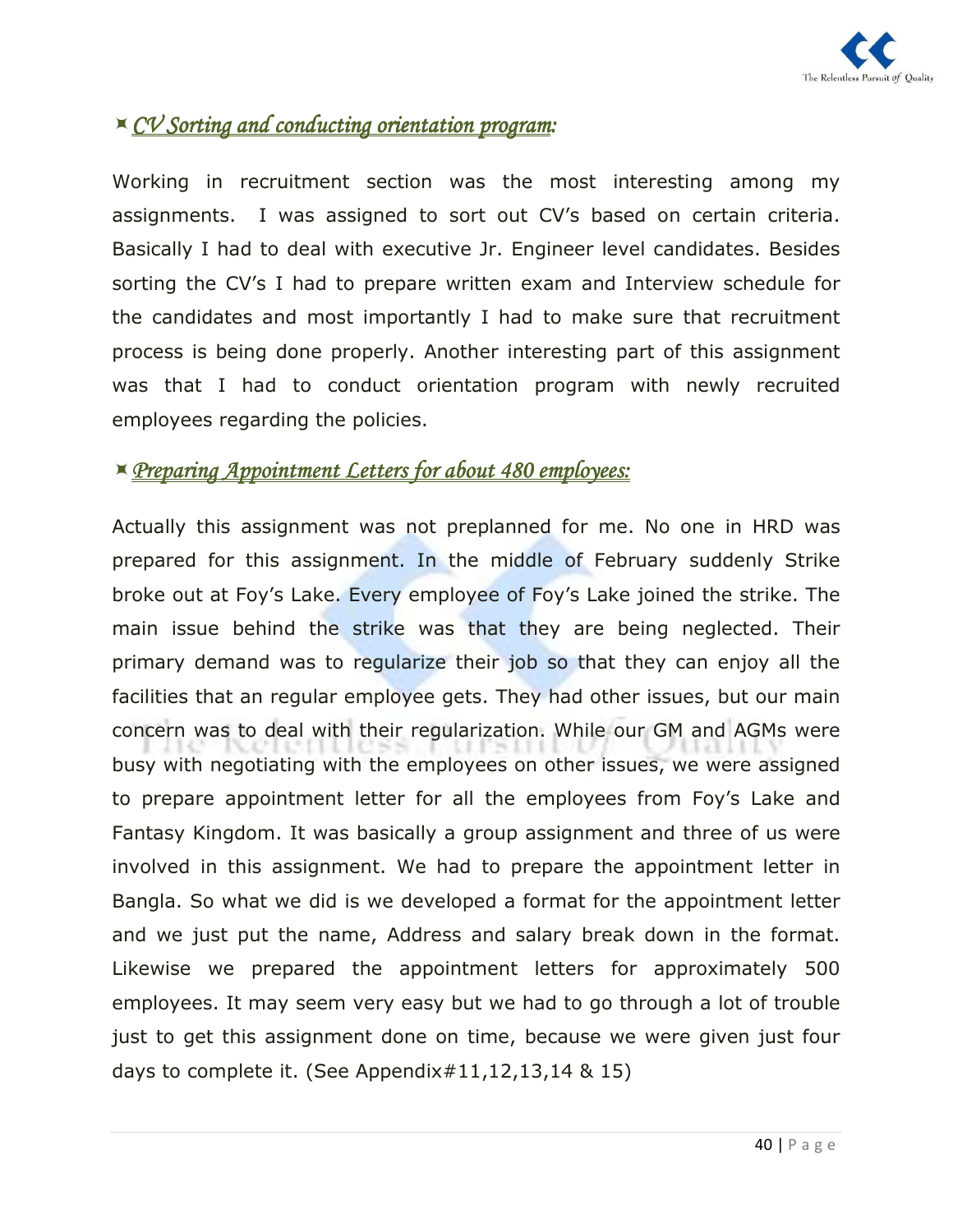- *CV Sorting and conducting orientation program:*

Working in recruitment section was the most interesting among my assignments. I was assigned to sort out CV's based on certain criteria. Basically I had to deal with executive Jr. Engineer level candidates. Besides sorting the CV's I had to prepare written exam and Interview schedule for the candidates and most importantly I had to make sure that recruitment process is being done properly. Another interesting part of this assignment was that I had to conduct orientation program with newly recruited employees regarding the policies.

- *Preparing Appointment Letters for about 480 employees:*

Actually this assignment was not preplanned for me. No one in HRD was prepared for this assignment. In the middle of February suddenly Strike broke out at Foy's Lake. Every employee of Foy's Lake joined the strike. The main issue behind the strike was that they are being neglected. Their primary demand was to regularize their job so that they can enjoy all the facilities that an regular employee gets. They had other issues, but our main concern was to deal with their regularization. While our GM and AGMs were busy with negotiating with the employees on other issues, we were assigned to prepare appointment letter for all the employees from Foy's Lake and Fantasy Kingdom. It was basically a group assignment and three of us were involved in this assignment. We had to prepare the appointment letter in Bangla. So what we did is we developed a format for the appointment letter and we just put the name, Address and salary break down in the format. Likewise we prepared the appointment letters for approximately 500 employees. It may seem very easy but we had to go through a lot of trouble just to get this assignment done on time, because we were given just four days to complete it. (See Appendix#11,12,13,14 & 15)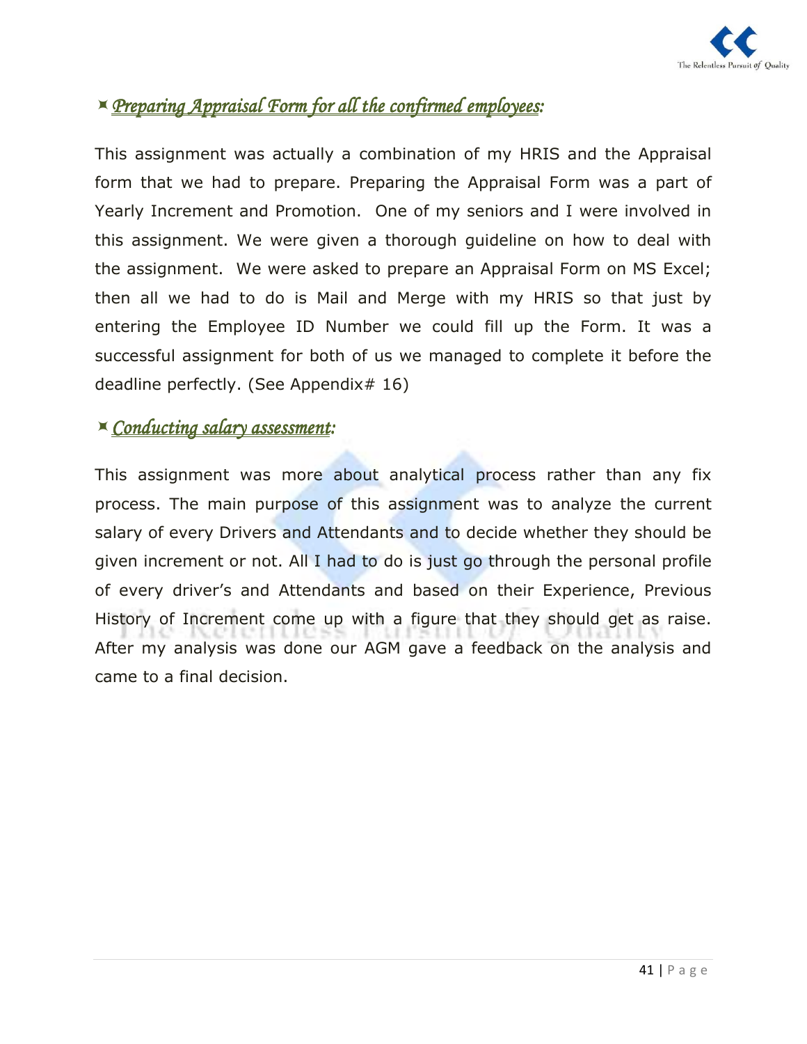- ***Preparing Appraisal Form for all the confirmed employees:***

This assignment was actually a combination of my HRIS and the Appraisal form that we had to prepare. Preparing the Appraisal Form was a part of Yearly Increment and Promotion. One of my seniors and I were involved in this assignment. We were given a thorough guideline on how to deal with the assignment. We were asked to prepare an Appraisal Form on MS Excel; then all we had to do is Mail and Merge with my HRIS so that just by entering the Employee ID Number we could fill up the Form. It was a successful assignment for both of us we managed to complete it before the deadline perfectly. (See Appendix# 16)

- ***Conducting salary assessment:***

This assignment was more about analytical process rather than any fix process. The main purpose of this assignment was to analyze the current salary of every Drivers and Attendants and to decide whether they should be given increment or not. All I had to do is just go through the personal profile of every driver's and Attendants and based on their Experience, Previous History of Increment come up with a figure that they should get as raise. After my analysis was done our AGM gave a feedback on the analysis and came to a final decision.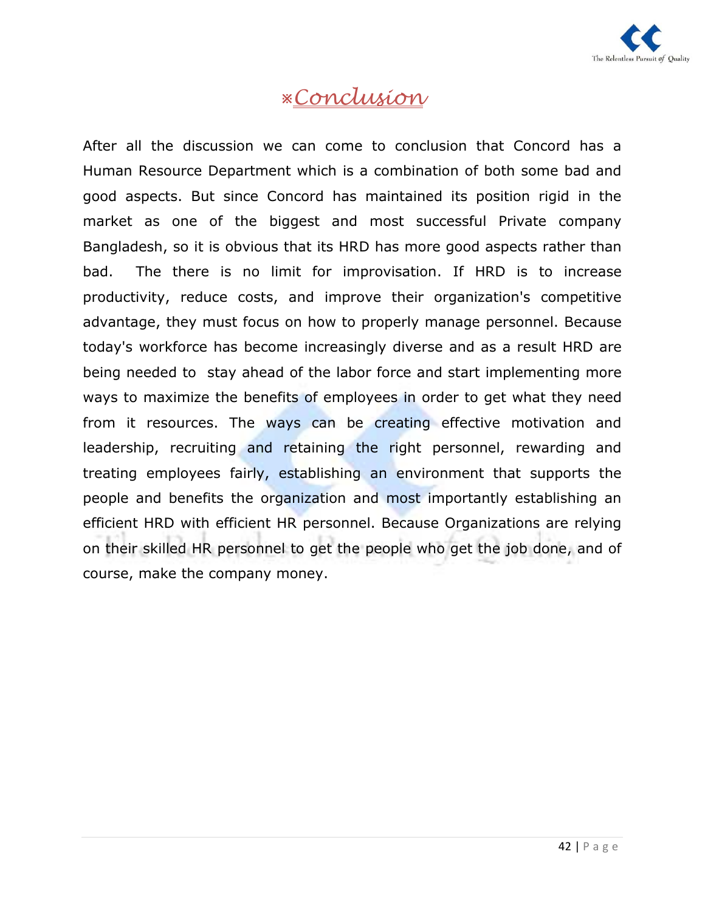# ※Conclusion

After all the discussion we can come to conclusion that Concord has a Human Resource Department which is a combination of both some bad and good aspects. But since Concord has maintained its position rigid in the market as one of the biggest and most successful Private company Bangladesh, so it is obvious that its HRD has more good aspects rather than bad. The there is no limit for improvisation. If HRD is to increase productivity, reduce costs, and improve their organization's competitive advantage, they must focus on how to properly manage personnel. Because today's workforce has become increasingly diverse and as a result HRD are being needed to stay ahead of the labor force and start implementing more ways to maximize the benefits of employees in order to get what they need from it resources. The ways can be creating effective motivation and leadership, recruiting and retaining the right personnel, rewarding and treating employees fairly, establishing an environment that supports the people and benefits the organization and most importantly establishing an efficient HRD with efficient HR personnel. Because Organizations are relying on their skilled HR personnel to get the people who get the job done, and of course, make the company money.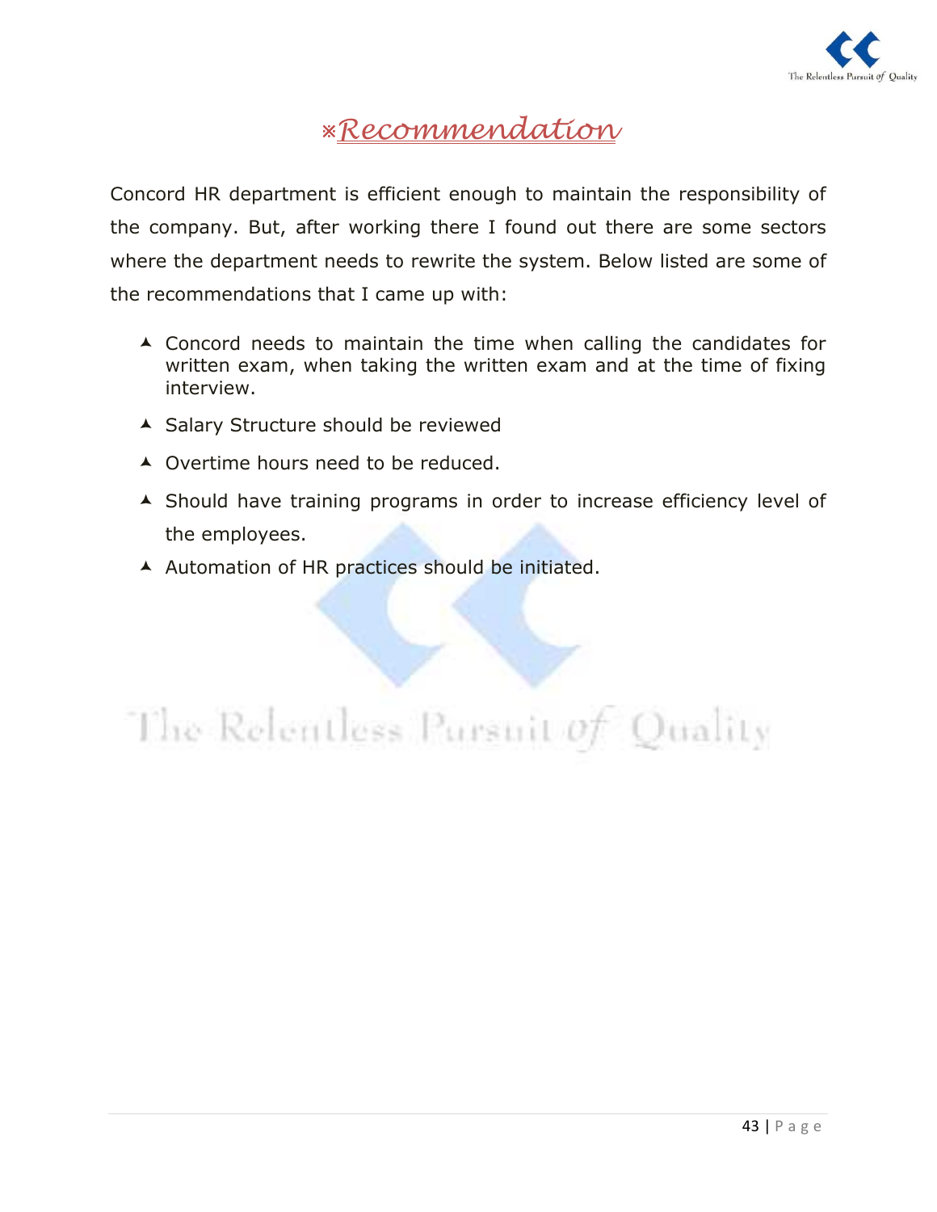# ※Recommendation

Concord HR department is efficient enough to maintain the responsibility of the company. But, after working there I found out there are some sectors where the department needs to rewrite the system. Below listed are some of the recommendations that I came up with:

- Concord needs to maintain the time when calling the candidates for written exam, when taking the written exam and at the time of fixing interview.
- Salary Structure should be reviewed
- Overtime hours need to be reduced.
- Should have training programs in order to increase efficiency level of the employees.
- Automation of HR practices should be initiated.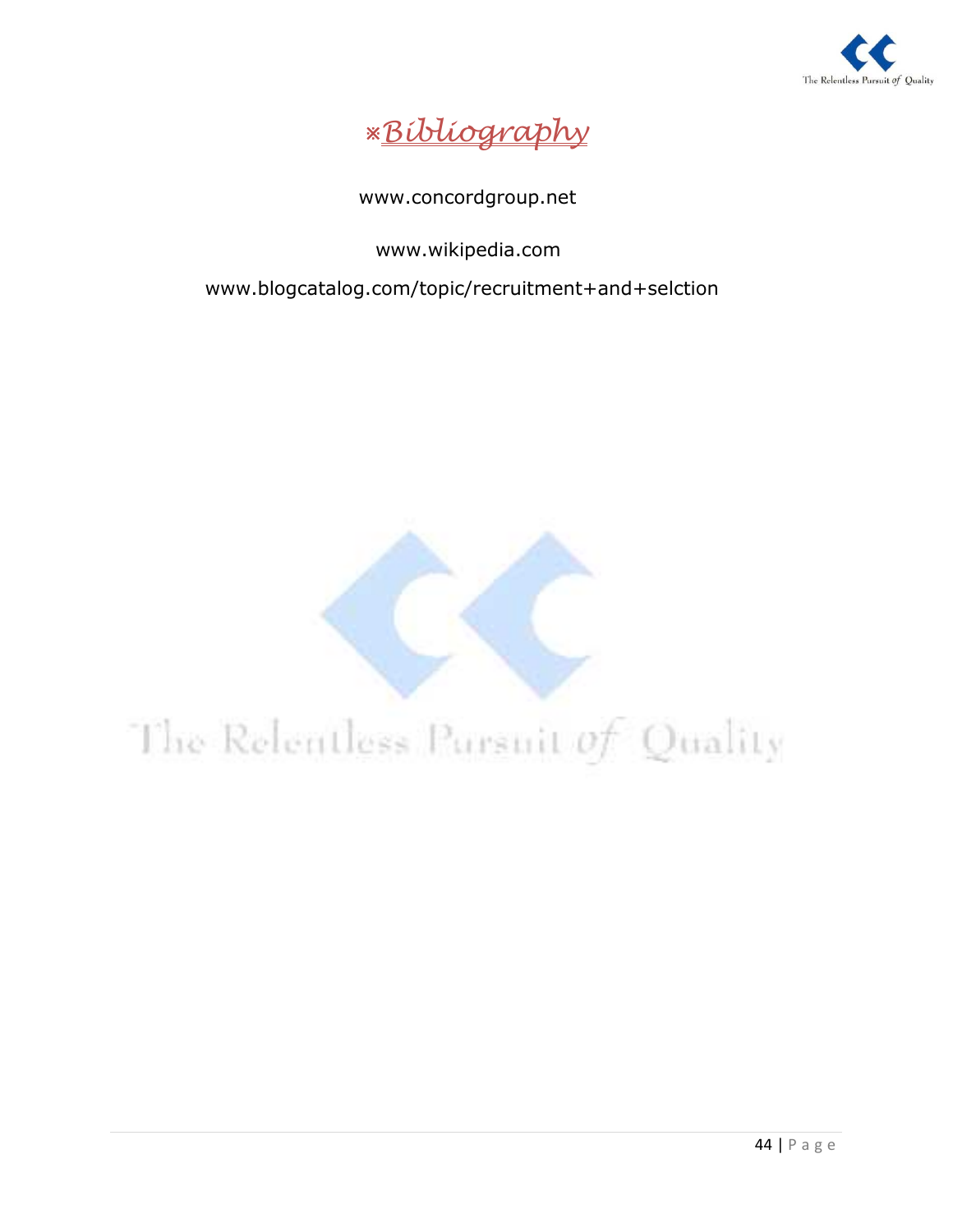# ※Bibliography

www.concordgroup.net

www.wikipedia.com

www.blogcatalog.com/topic/recruitment+and+selction